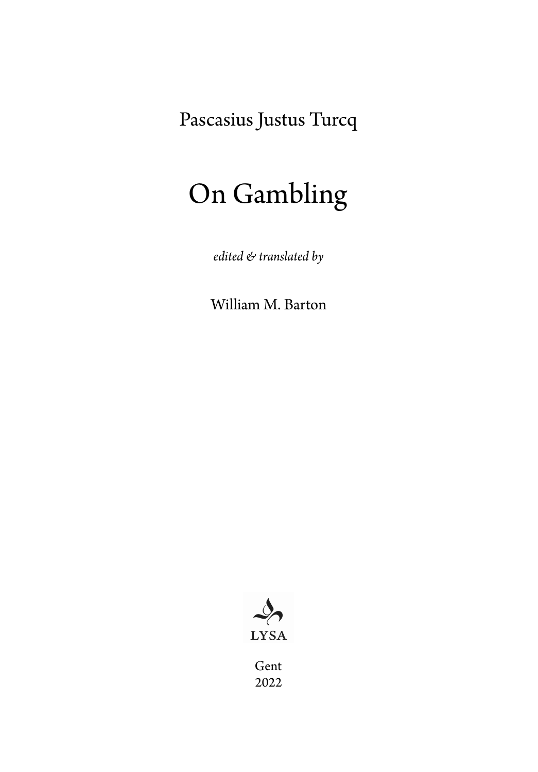Pascasius Justus Turcq

# On Gambling

*edited & translated by*

William M. Barton

LYSA

Gent
2022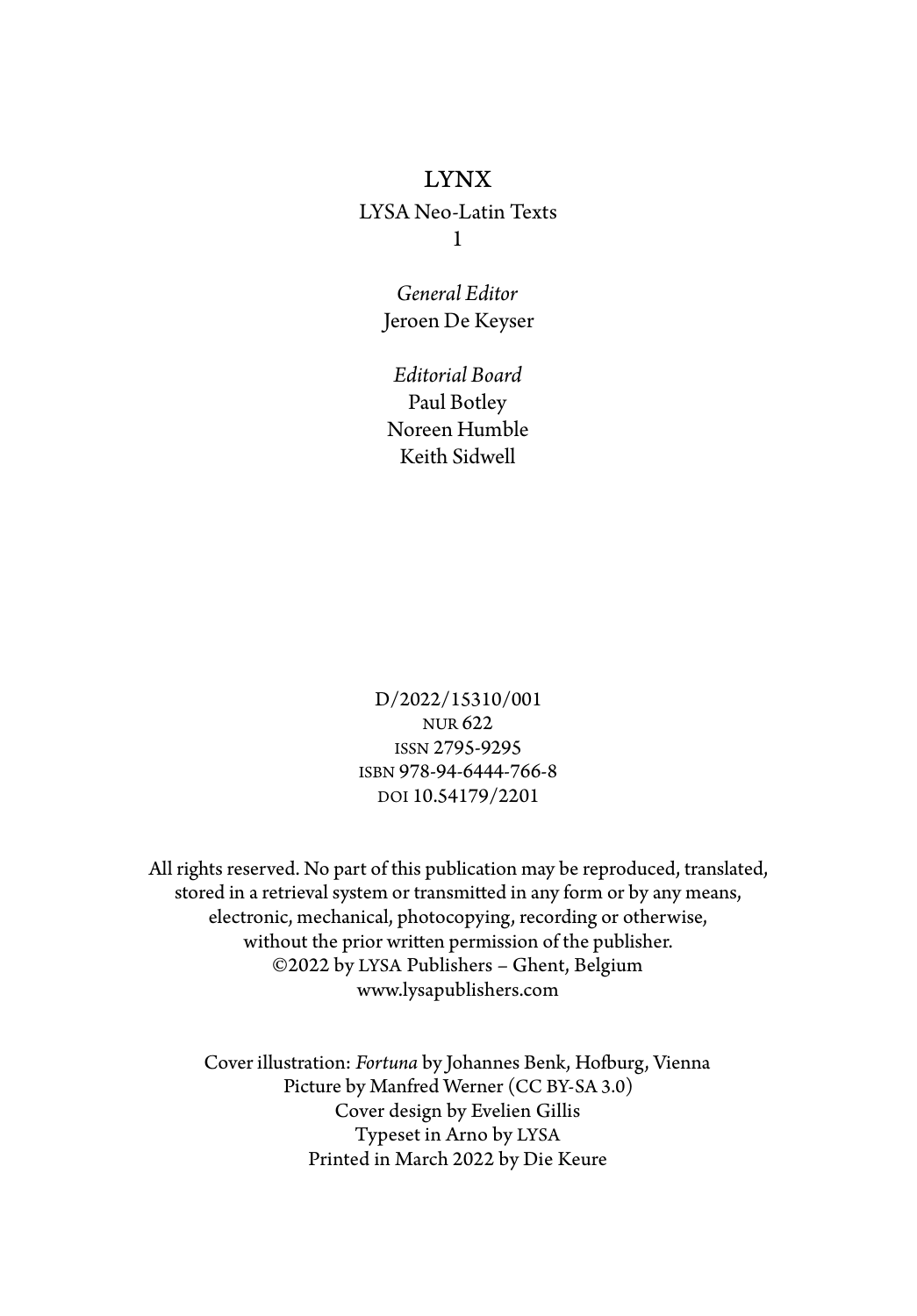LYNX

LYSA Neo-Latin Texts

1

*General Editor*

Jeroen De Keyser

*Editorial Board*

Paul Botley

Noreen Humble

Keith Sidwell

D/2022/15310/001

NUR 622

ISSN 2795-9295

ISBN 978-94-6444-766-8

DOI 10.54179/2201

All rights reserved. No part of this publication may be reproduced, translated, stored in a retrieval system or transmitted in any form or by any means, electronic, mechanical, photocopying, recording or otherwise, without the prior written permission of the publisher.

©2022 by LYSA Publishers – Ghent, Belgium

www.lysapublishers.com

Cover illustration: *Fortuna* by Johannes Benk, Hofburg, Vienna

Picture by Manfred Werner (CC BY-SA 3.0)

Cover design by Evelien Gillis

Typeset in Arno by LYSA

Printed in March 2022 by Die Keure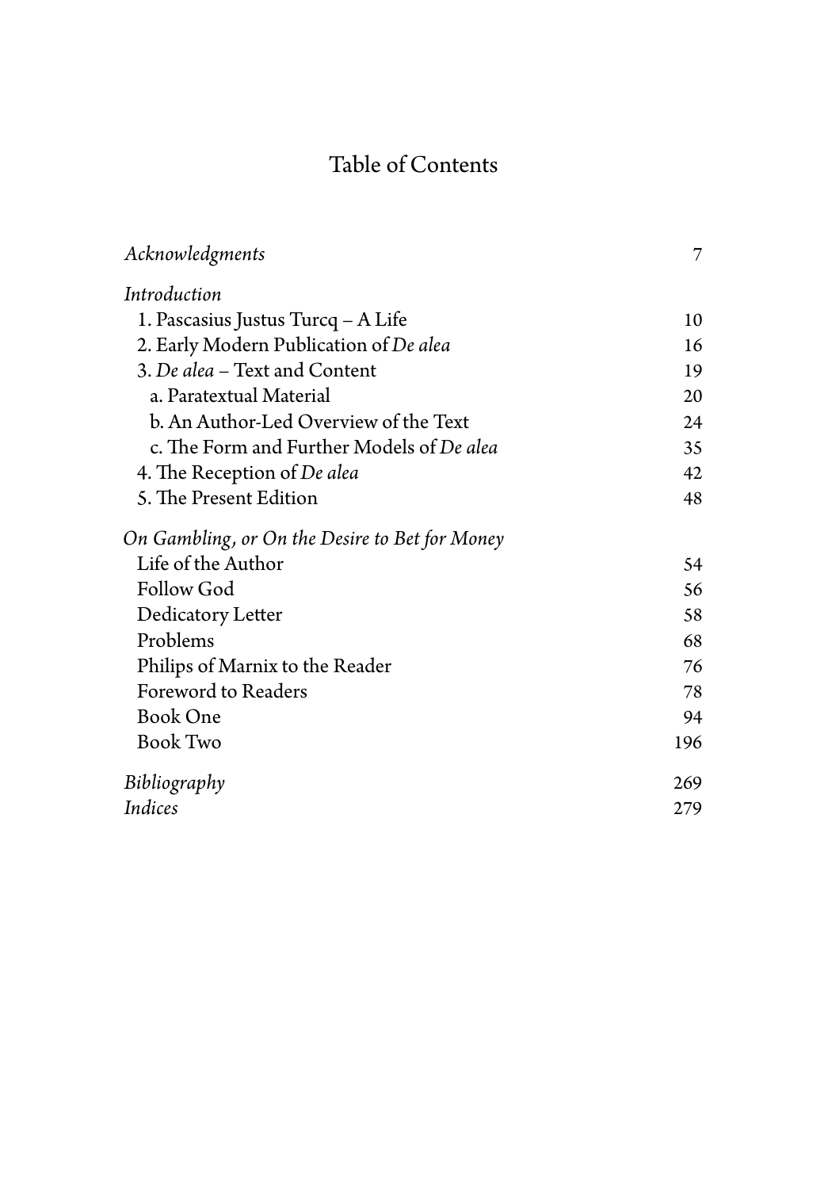# Table of Contents

| | |
|---|---|
| *Acknowledgments* | 7 |
| *Introduction* | |
| 1. Pascasius Justus Turcq – A Life | 10 |
| 2. Early Modern Publication of *De alea* | 16 |
| 3. *De alea* – Text and Content | 19 |
| a. Paratextual Material | 20 |
| b. An Author-Led Overview of the Text | 24 |
| c. The Form and Further Models of *De alea* | 35 |
| 4. The Reception of *De alea* | 42 |
| 5. The Present Edition | 48 |
| *On Gambling, or On the Desire to Bet for Money* | |
| Life of the Author | 54 |
| Follow God | 56 |
| Dedicatory Letter | 58 |
| Problems | 68 |
| Philips of Marnix to the Reader | 76 |
| Foreword to Readers | 78 |
| Book One | 94 |
| Book Two | 196 |
| *Bibliography* | 269 |
| *Indices* | 279 |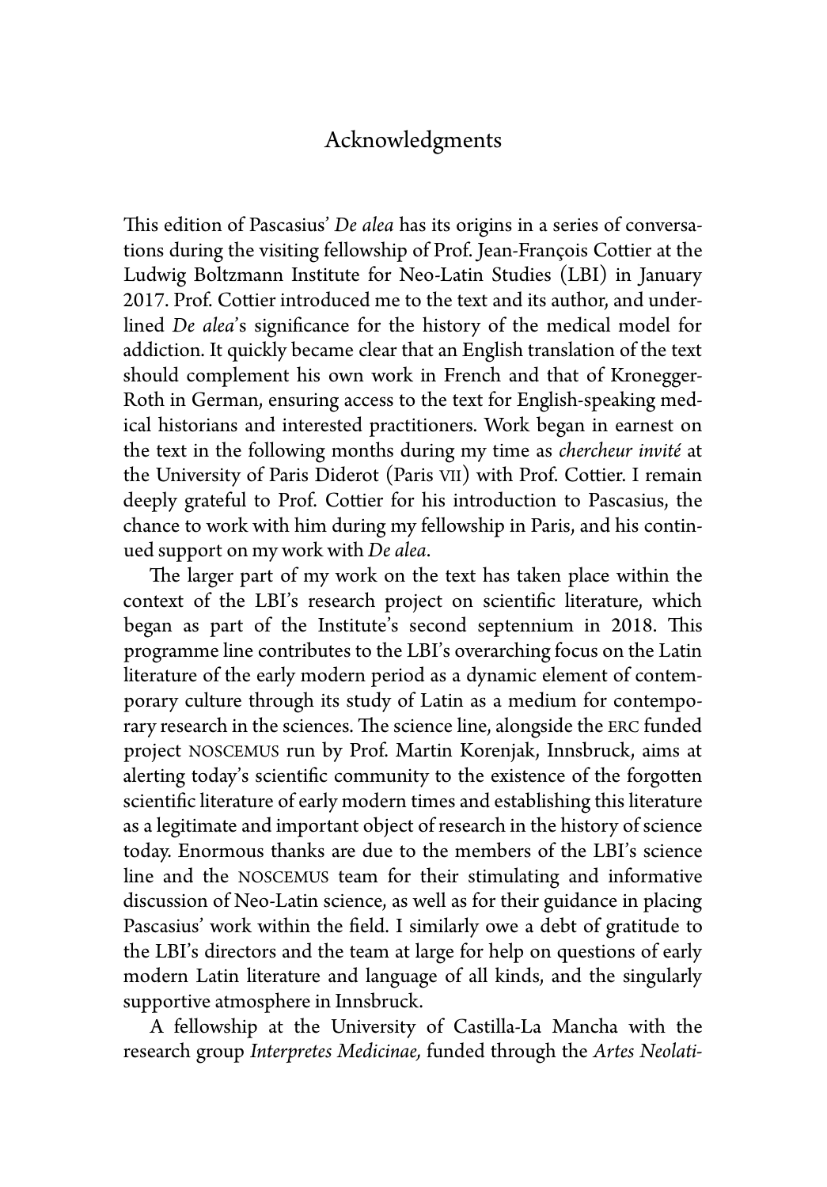# Acknowledgments

This edition of Pascasius' *De alea* has its origins in a series of conversations during the visiting fellowship of Prof. Jean-François Cottier at the Ludwig Boltzmann Institute for Neo-Latin Studies (LBI) in January 2017. Prof. Cottier introduced me to the text and its author, and underlined *De alea*'s significance for the history of the medical model for addiction. It quickly became clear that an English translation of the text should complement his own work in French and that of Kronegger-Roth in German, ensuring access to the text for English-speaking medical historians and interested practitioners. Work began in earnest on the text in the following months during my time as *chercheur invité* at the University of Paris Diderot (Paris VII) with Prof. Cottier. I remain deeply grateful to Prof. Cottier for his introduction to Pascasius, the chance to work with him during my fellowship in Paris, and his continued support on my work with *De alea*.

The larger part of my work on the text has taken place within the context of the LBI's research project on scientific literature, which began as part of the Institute's second septennium in 2018. This programme line contributes to the LBI's overarching focus on the Latin literature of the early modern period as a dynamic element of contemporary culture through its study of Latin as a medium for contemporary research in the sciences. The science line, alongside the ERC funded project NOSCEMUS run by Prof. Martin Korenjak, Innsbruck, aims at alerting today's scientific community to the existence of the forgotten scientific literature of early modern times and establishing this literature as a legitimate and important object of research in the history of science today. Enormous thanks are due to the members of the LBI's science line and the NOSCEMUS team for their stimulating and informative discussion of Neo-Latin science, as well as for their guidance in placing Pascasius' work within the field. I similarly owe a debt of gratitude to the LBI's directors and the team at large for help on questions of early modern Latin literature and language of all kinds, and the singularly supportive atmosphere in Innsbruck.

A fellowship at the University of Castilla-La Mancha with the research group *Interpretes Medicinae,* funded through the *Artes Neolati-*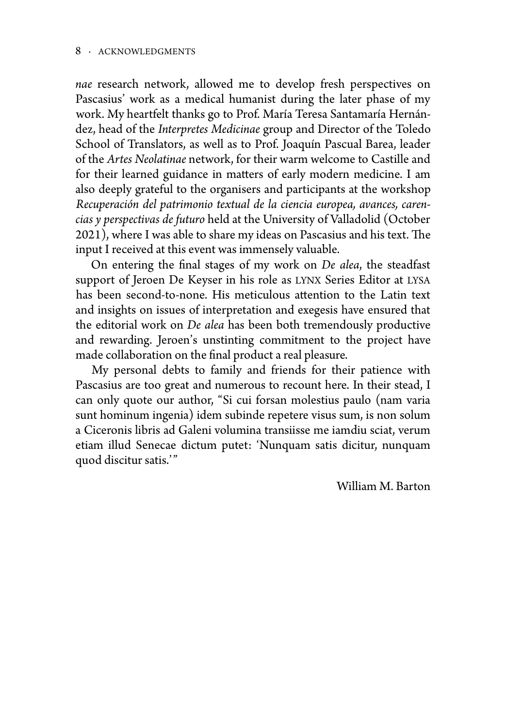*nae* research network, allowed me to develop fresh perspectives on Pascasius' work as a medical humanist during the later phase of my work. My heartfelt thanks go to Prof. María Teresa Santamaría Hernández, head of the *Interpretes Medicinae* group and Director of the Toledo School of Translators, as well as to Prof. Joaquín Pascual Barea, leader of the *Artes Neolatinae* network, for their warm welcome to Castille and for their learned guidance in matters of early modern medicine. I am also deeply grateful to the organisers and participants at the workshop *Recuperación del patrimonio textual de la ciencia europea, avances, carencias y perspectivas de futuro* held at the University of Valladolid (October 2021), where I was able to share my ideas on Pascasius and his text. The input I received at this event was immensely valuable.

On entering the final stages of my work on *De alea*, the steadfast support of Jeroen De Keyser in his role as LYNX Series Editor at LYSA has been second-to-none. His meticulous attention to the Latin text and insights on issues of interpretation and exegesis have ensured that the editorial work on *De alea* has been both tremendously productive and rewarding. Jeroen's unstinting commitment to the project have made collaboration on the final product a real pleasure.

My personal debts to family and friends for their patience with Pascasius are too great and numerous to recount here. In their stead, I can only quote our author, "Si cui forsan molestius paulo (nam varia sunt hominum ingenia) idem subinde repetere visus sum, is non solum a Ciceronis libris ad Galeni volumina transiisse me iamdiu sciat, verum etiam illud Senecae dictum putet: 'Nunquam satis dicitur, nunquam quod discitur satis.'"

William M. Barton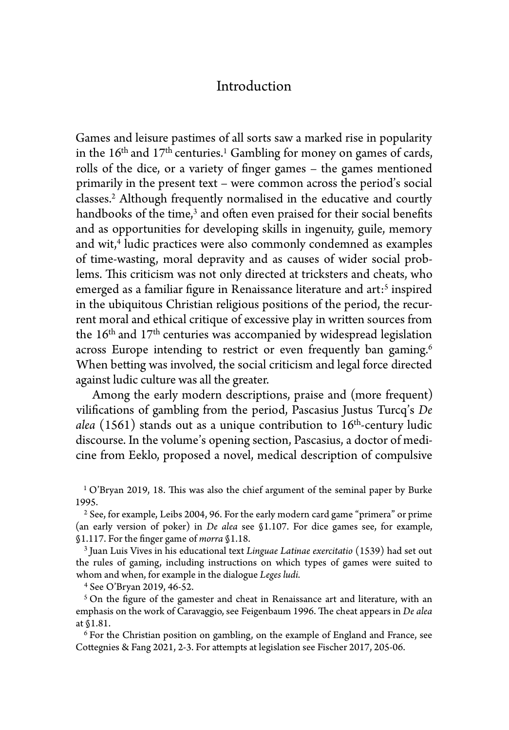# Introduction

Games and leisure pastimes of all sorts saw a marked rise in popularity in the 16th and 17th centuries.[1] Gambling for money on games of cards, rolls of the dice, or a variety of finger games – the games mentioned primarily in the present text – were common across the period's social classes.[2] Although frequently normalised in the educative and courtly handbooks of the time,[3] and often even praised for their social benefits and as opportunities for developing skills in ingenuity, guile, memory and wit,[4] ludic practices were also commonly condemned as examples of time-wasting, moral depravity and as causes of wider social problems. This criticism was not only directed at tricksters and cheats, who emerged as a familiar figure in Renaissance literature and art:[5] inspired in the ubiquitous Christian religious positions of the period, the recurrent moral and ethical critique of excessive play in written sources from the 16th and 17th centuries was accompanied by widespread legislation across Europe intending to restrict or even frequently ban gaming.[6] When betting was involved, the social criticism and legal force directed against ludic culture was all the greater.

Among the early modern descriptions, praise and (more frequent) vilifications of gambling from the period, Pascasius Justus Turcq's *De alea* (1561) stands out as a unique contribution to 16th-century ludic discourse. In the volume's opening section, Pascasius, a doctor of medicine from Eeklo, proposed a novel, medical description of compulsive

[1] O'Bryan 2019, 18. This was also the chief argument of the seminal paper by Burke 1995.

[2] See, for example, Leibs 2004, 96. For the early modern card game "primera" or prime (an early version of poker) in *De alea* see §1.107. For dice games see, for example, §1.117. For the finger game of *morra* §1.18.

[3] Juan Luis Vives in his educational text *Linguae Latinae exercitatio* (1539) had set out the rules of gaming, including instructions on which types of games were suited to whom and when, for example in the dialogue *Leges ludi.*

[4] See O'Bryan 2019, 46-52.

[5] On the figure of the gamester and cheat in Renaissance art and literature, with an emphasis on the work of Caravaggio, see Feigenbaum 1996. The cheat appears in *De alea* at §1.81.

[6] For the Christian position on gambling, on the example of England and France, see Cottegnies & Fang 2021, 2-3. For attempts at legislation see Fischer 2017, 205-06.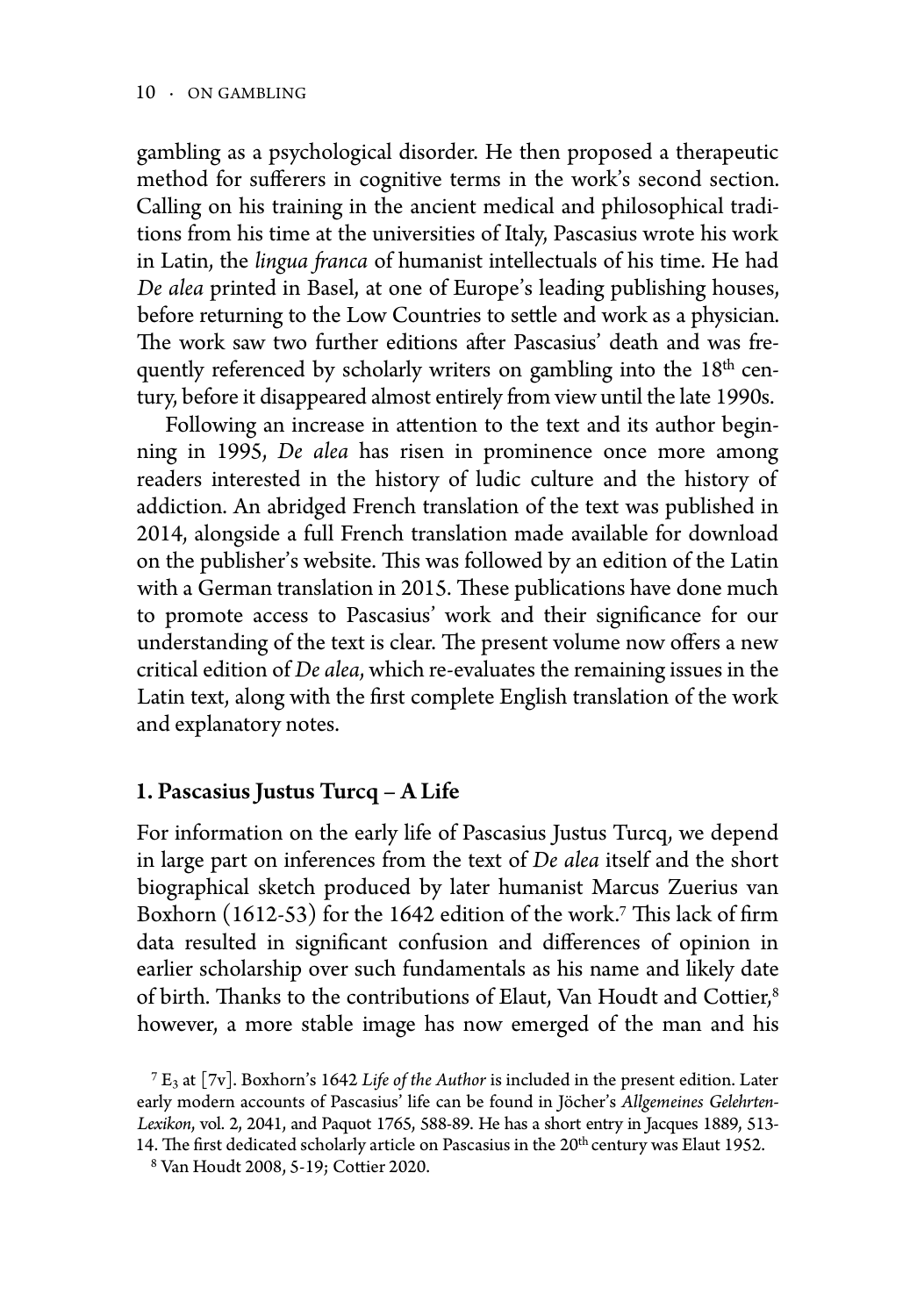gambling as a psychological disorder. He then proposed a therapeutic method for sufferers in cognitive terms in the work's second section. Calling on his training in the ancient medical and philosophical traditions from his time at the universities of Italy, Pascasius wrote his work in Latin, the *lingua franca* of humanist intellectuals of his time. He had *De alea* printed in Basel, at one of Europe's leading publishing houses, before returning to the Low Countries to settle and work as a physician. The work saw two further editions after Pascasius' death and was frequently referenced by scholarly writers on gambling into the 18th century, before it disappeared almost entirely from view until the late 1990s.

Following an increase in attention to the text and its author beginning in 1995, *De alea* has risen in prominence once more among readers interested in the history of ludic culture and the history of addiction. An abridged French translation of the text was published in 2014, alongside a full French translation made available for download on the publisher's website. This was followed by an edition of the Latin with a German translation in 2015. These publications have done much to promote access to Pascasius' work and their significance for our understanding of the text is clear. The present volume now offers a new critical edition of *De alea*, which re-evaluates the remaining issues in the Latin text, along with the first complete English translation of the work and explanatory notes.

## 1. Pascasius Justus Turcq – A Life

For information on the early life of Pascasius Justus Turcq, we depend in large part on inferences from the text of *De alea* itself and the short biographical sketch produced by later humanist Marcus Zuerius van Boxhorn (1612-53) for the 1642 edition of the work.[7] This lack of firm data resulted in significant confusion and differences of opinion in earlier scholarship over such fundamentals as his name and likely date of birth. Thanks to the contributions of Elaut, Van Houdt and Cottier,[8] however, a more stable image has now emerged of the man and his

[7] $E_3$ at [7v]. Boxhorn's 1642 *Life of the Author* is included in the present edition. Later early modern accounts of Pascasius' life can be found in Jöcher's *Allgemeines Gelehrten-Lexikon*, vol. 2, 2041, and Paquot 1765, 588-89. He has a short entry in Jacques 1889, 513-14. The first dedicated scholarly article on Pascasius in the 20th century was Elaut 1952.

[8] Van Houdt 2008, 5-19; Cottier 2020.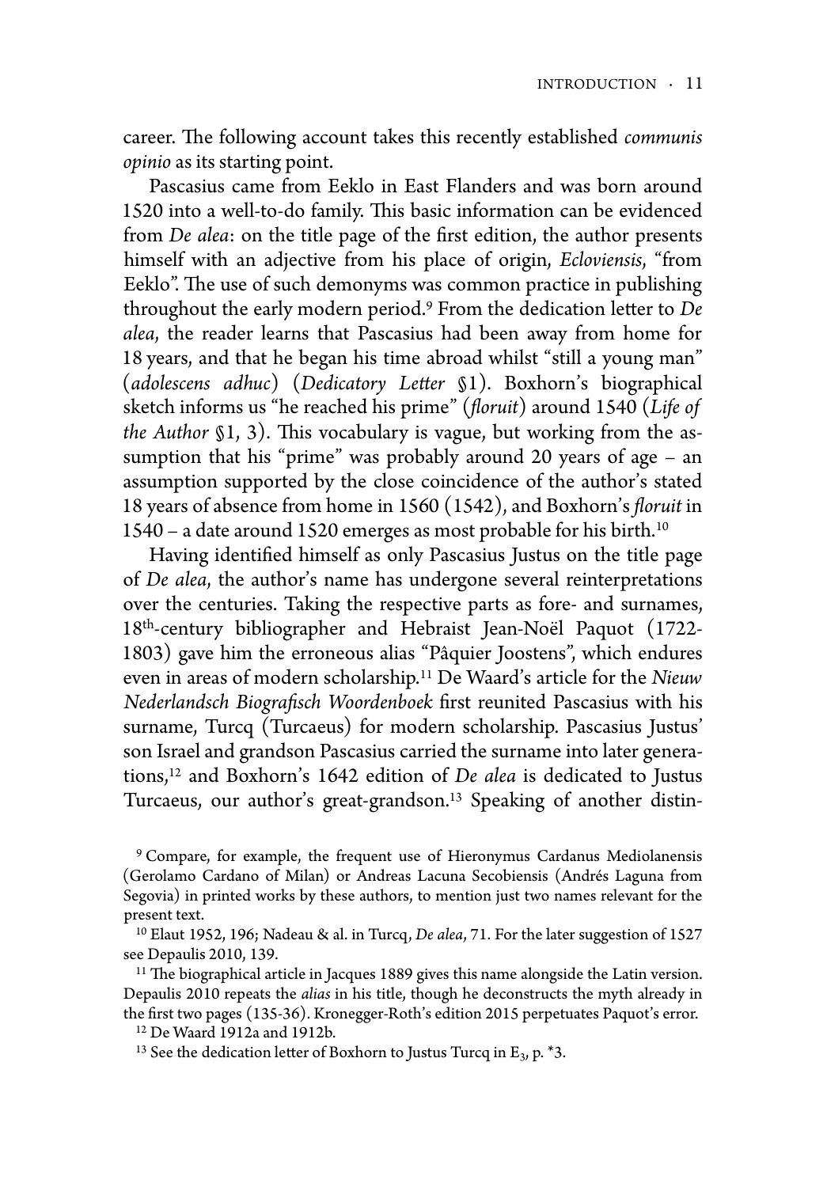career. The following account takes this recently established *communis opinio* as its starting point.

Pascasius came from Eeklo in East Flanders and was born around 1520 into a well-to-do family. This basic information can be evidenced from *De alea*: on the title page of the first edition, the author presents himself with an adjective from his place of origin, *Ecloviensis*, "from Eeklo". The use of such demonyms was common practice in publishing throughout the early modern period.[9] From the dedication letter to *De alea*, the reader learns that Pascasius had been away from home for 18 years, and that he began his time abroad whilst "still a young man" (*adolescens adhuc*) (*Dedicatory Letter* §1). Boxhorn's biographical sketch informs us "he reached his prime" (*floruit*) around 1540 (*Life of the Author* §1, 3). This vocabulary is vague, but working from the assumption that his "prime" was probably around 20 years of age – an assumption supported by the close coincidence of the author's stated 18 years of absence from home in 1560 (1542), and Boxhorn's *floruit* in 1540 – a date around 1520 emerges as most probable for his birth.[10]

Having identified himself as only Pascasius Justus on the title page of *De alea*, the author's name has undergone several reinterpretations over the centuries. Taking the respective parts as fore- and surnames, 18th-century bibliographer and Hebraist Jean-Noël Paquot (1722-1803) gave him the erroneous alias "Pâquier Joostens", which endures even in areas of modern scholarship.[11] De Waard's article for the *Nieuw Nederlandsch Biografisch Woordenboek* first reunited Pascasius with his surname, Turcq (Turcaeus) for modern scholarship. Pascasius Justus' son Israel and grandson Pascasius carried the surname into later generations,[12] and Boxhorn's 1642 edition of *De alea* is dedicated to Justus Turcaeus, our author's great-grandson.[13] Speaking of another distin-

[9] Compare, for example, the frequent use of Hieronymus Cardanus Mediolanensis (Gerolamo Cardano of Milan) or Andreas Lacuna Secobiensis (Andrés Laguna from Segovia) in printed works by these authors, to mention just two names relevant for the present text.

[10] Elaut 1952, 196; Nadeau & al. in Turcq, *De alea*, 71. For the later suggestion of 1527 see Depaulis 2010, 139.

[11] The biographical article in Jacques 1889 gives this name alongside the Latin version. Depaulis 2010 repeats the *alias* in his title, though he deconstructs the myth already in the first two pages (135-36). Kronegger-Roth's edition 2015 perpetuates Paquot's error.

[12] De Waard 1912a and 1912b.

[13] See the dedication letter of Boxhorn to Justus Turcq in $E_3$, p. *3.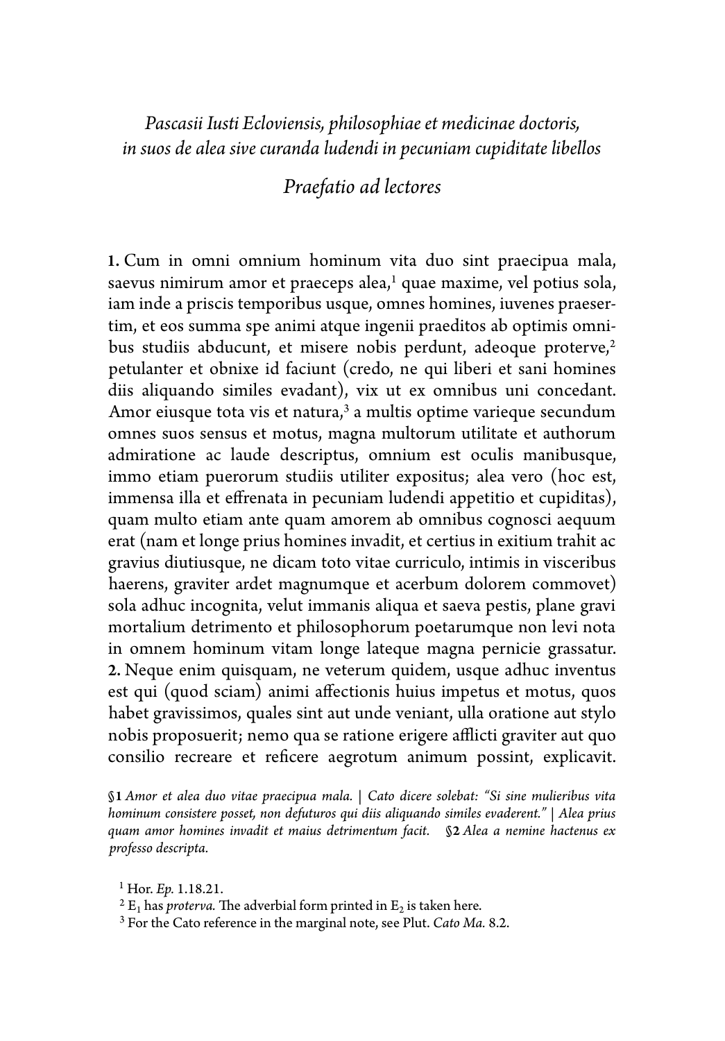*Pascasii Iusti Ecloviensis, philosophiae et medicinae doctoris, in suos de alea sive curanda ludendi in pecuniam cupiditate libellos*

## *Praefatio ad lectores*

**1.** Cum in omni omnium hominum vita duo sint praecipua mala, saevus nimirum amor et praeceps alea,[1] quae maxime, vel potius sola, iam inde a priscis temporibus usque, omnes homines, iuvenes praesertim, et eos summa spe animi atque ingenii praeditos ab optimis omnibus studiis abducunt, et misere nobis perdunt, adeoque proterve,[2] petulanter et obnixe id faciunt (credo, ne qui liberi et sani homines diis aliquando similes evadant), vix ut ex omnibus uni concedant. Amor eiusque tota vis et natura,[3] a multis optime varieque secundum omnes suos sensus et motus, magna multorum utilitate et authorum admiratione ac laude descriptus, omnium est oculis manibusque, immo etiam puerorum studiis utiliter expositus; alea vero (hoc est, immensa illa et effrenata in pecuniam ludendi appetitio et cupiditas), quam multo etiam ante quam amorem ab omnibus cognosci aequum erat (nam et longe prius homines invadit, et certius in exitium trahit ac gravius diutiusque, ne dicam toto vitae curriculo, intimis in visceribus haerens, graviter ardet magnumque et acerbum dolorem commovet) sola adhuc incognita, velut immanis aliqua et saeva pestis, plane gravi mortalium detrimento et philosophorum poetarumque non levi nota in omnem hominum vitam longe lateque magna pernicie grassatur. **2.** Neque enim quisquam, ne veterum quidem, usque adhuc inventus est qui (quod sciam) animi affectionis huius impetus et motus, quos habet gravissimos, quales sint aut unde veniant, ulla oratione aut stylo nobis proposuerit; nemo qua se ratione erigere afflicti graviter aut quo consilio recreare et reficere aegrotum animum possint, explicavit.

**§1** *Amor et alea duo vitae praecipua mala. | Cato dicere solebat: "Si sine mulieribus vita hominum consistere posset, non defuturos qui diis aliquando similes evaderent." | Alea prius quam amor homines invadit et maius detrimentum facit.* **§2** *Alea a nemine hactenus ex professo descripta.*

[1] Hor. *Ep.* 1.18.21.

[2] $E_1$ has *proterva.* The adverbial form printed in $E_2$ is taken here.

[3] For the Cato reference in the marginal note, see Plut. *Cato Ma.* 8.2.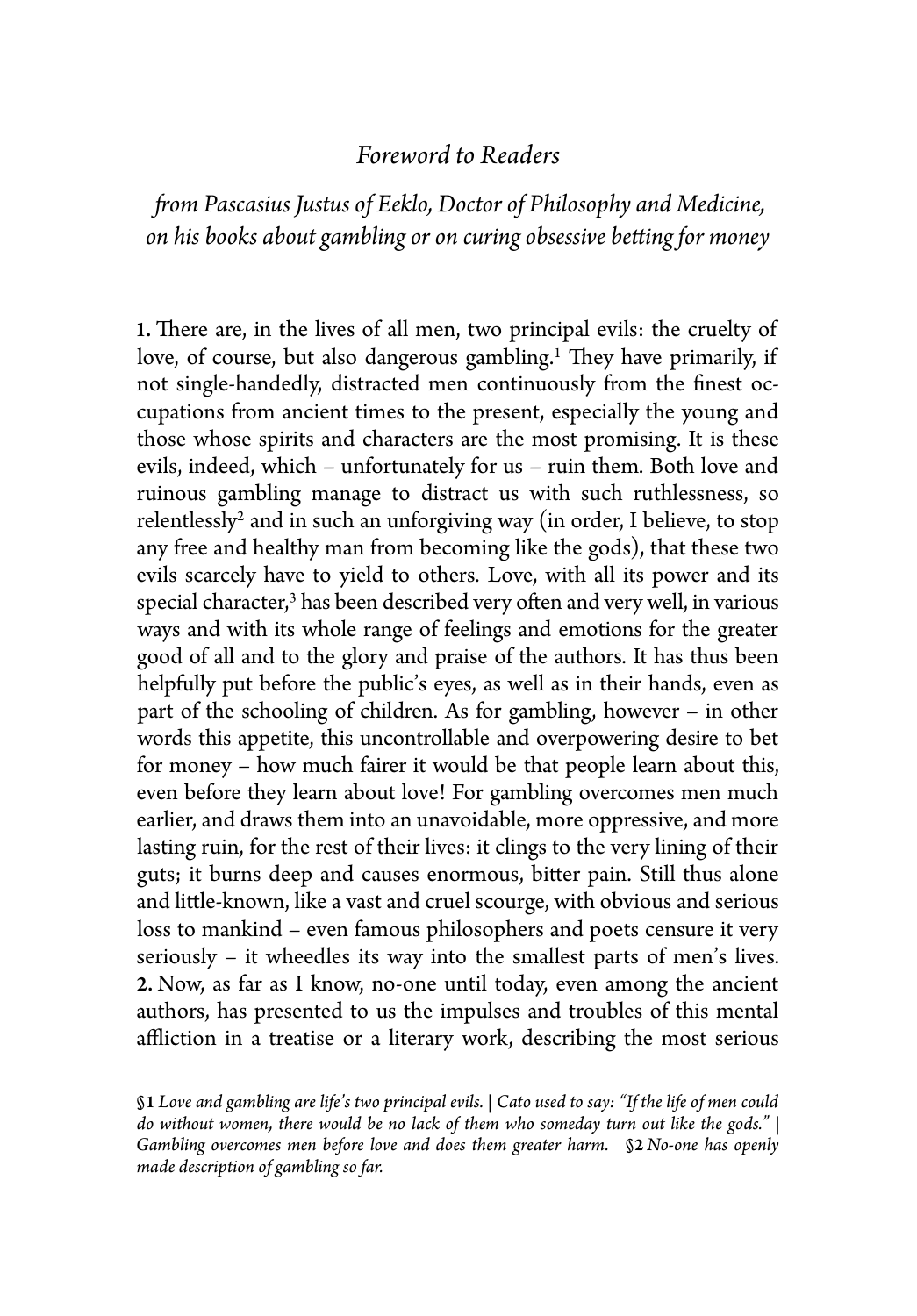## *Foreword to Readers*

### *from Pascasius Justus of Eeklo, Doctor of Philosophy and Medicine, on his books about gambling or on curing obsessive betting for money*

**1.** There are, in the lives of all men, two principal evils: the cruelty of love, of course, but also dangerous gambling.[1] They have primarily, if not single-handedly, distracted men continuously from the finest occupations from ancient times to the present, especially the young and those whose spirits and characters are the most promising. It is these evils, indeed, which – unfortunately for us – ruin them. Both love and ruinous gambling manage to distract us with such ruthlessness, so relentlessly[2] and in such an unforgiving way (in order, I believe, to stop any free and healthy man from becoming like the gods), that these two evils scarcely have to yield to others. Love, with all its power and its special character,[3] has been described very often and very well, in various ways and with its whole range of feelings and emotions for the greater good of all and to the glory and praise of the authors. It has thus been helpfully put before the public's eyes, as well as in their hands, even as part of the schooling of children. As for gambling, however – in other words this appetite, this uncontrollable and overpowering desire to bet for money – how much fairer it would be that people learn about this, even before they learn about love! For gambling overcomes men much earlier, and draws them into an unavoidable, more oppressive, and more lasting ruin, for the rest of their lives: it clings to the very lining of their guts; it burns deep and causes enormous, bitter pain. Still thus alone and little-known, like a vast and cruel scourge, with obvious and serious loss to mankind – even famous philosophers and poets censure it very seriously – it wheedles its way into the smallest parts of men's lives. **2.** Now, as far as I know, no-one until today, even among the ancient authors, has presented to us the impulses and troubles of this mental affliction in a treatise or a literary work, describing the most serious

§**1** *Love and gambling are life's two principal evils.* | *Cato used to say: "If the life of men could do without women, there would be no lack of them who someday turn out like the gods."* | *Gambling overcomes men before love and does them greater harm.* §**2** *No-one has openly made description of gambling so far.*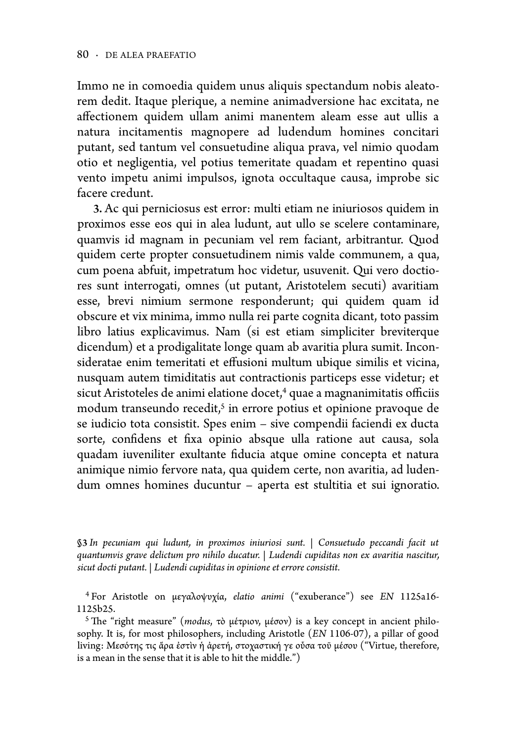Immo ne in comoedia quidem unus aliquis spectandum nobis aleatorem dedit. Itaque plerique, a nemine animadversione hac excitata, ne affectionem quidem ullam animi manentem aleam esse aut ullis a natura incitamentis magnopere ad ludendum homines concitari putant, sed tantum vel consuetudine aliqua prava, vel nimio quodam otio et negligentia, vel potius temeritate quadam et repentino quasi vento impetu animi impulsos, ignota occultaque causa, improbe sic facere credunt.

**3.** Ac qui perniciosus est error: multi etiam ne iniuriosos quidem in proximos esse eos qui in alea ludunt, aut ullo se scelere contaminare, quamvis id magnam in pecuniam vel rem faciant, arbitrantur. Quod quidem certe propter consuetudinem nimis valde communem, a qua, cum poena abfuit, impetratum hoc videtur, usuvenit. Qui vero doctiores sunt interrogati, omnes (ut putant, Aristotelem secuti) avaritiam esse, brevi nimium sermone responderunt; qui quidem quam id obscure et vix minima, immo nulla rei parte cognita dicant, toto passim libro latius explicavimus. Nam (si est etiam simpliciter breviterque dicendum) et a prodigalitate longe quam ab avaritia plura sumit. Inconsideratae enim temeritati et effusioni multum ubique similis et vicina, nusquam autem timiditatis aut contractionis particeps esse videtur; et sicut Aristoteles de animi elatione docet,[4] quae a magnanimitatis officiis modum transeundo recedit,[5] in errore potius et opinione pravoque de se iudicio tota consistit. Spes enim – sive compendii faciendi ex ducta sorte, confidens et fixa opinio absque ulla ratione aut causa, sola quadam iuveniliter exultante fiducia atque omine concepta et natura animique nimio fervore nata, qua quidem certe, non avaritia, ad ludendum omnes homines ducuntur – aperta est stultitia et sui ignoratio.

**§3** *In pecuniam qui ludunt, in proximos iniuriosi sunt. | Consuetudo peccandi facit ut quantumvis grave delictum pro nihilo ducatur. | Ludendi cupiditas non ex avaritia nascitur, sicut docti putant. | Ludendi cupiditas in opinione et errore consistit.*

[4] For Aristotle on μεγαλοψυχία, *elatio animi* ("exuberance") see *EN* 1125a16-1125b25.

[5] The "right measure" (*modus*, τὸ μέτριον, μέσον) is a key concept in ancient philosophy. It is, for most philosophers, including Aristotle (*EN* 1106-07), a pillar of good living: Μεσότης τις ἄρα ἐστὶν ἡ ἀρετή, στοχαστική γε οὖσα τοῦ μέσου ("Virtue, therefore, is a mean in the sense that it is able to hit the middle.")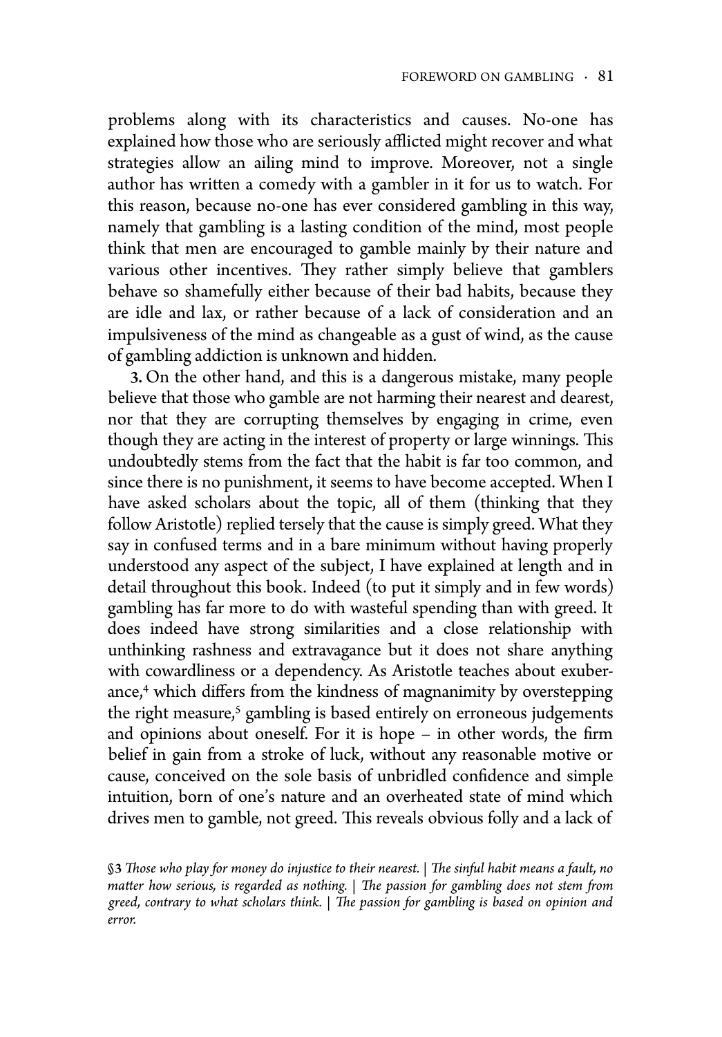problems along with its characteristics and causes. No-one has explained how those who are seriously afflicted might recover and what strategies allow an ailing mind to improve. Moreover, not a single author has written a comedy with a gambler in it for us to watch. For this reason, because no-one has ever considered gambling in this way, namely that gambling is a lasting condition of the mind, most people think that men are encouraged to gamble mainly by their nature and various other incentives. They rather simply believe that gamblers behave so shamefully either because of their bad habits, because they are idle and lax, or rather because of a lack of consideration and an impulsiveness of the mind as changeable as a gust of wind, as the cause of gambling addiction is unknown and hidden.

**3.** On the other hand, and this is a dangerous mistake, many people believe that those who gamble are not harming their nearest and dearest, nor that they are corrupting themselves by engaging in crime, even though they are acting in the interest of property or large winnings. This undoubtedly stems from the fact that the habit is far too common, and since there is no punishment, it seems to have become accepted. When I have asked scholars about the topic, all of them (thinking that they follow Aristotle) replied tersely that the cause is simply greed. What they say in confused terms and in a bare minimum without having properly understood any aspect of the subject, I have explained at length and in detail throughout this book. Indeed (to put it simply and in few words) gambling has far more to do with wasteful spending than with greed. It does indeed have strong similarities and a close relationship with unthinking rashness and extravagance but it does not share anything with cowardliness or a dependency. As Aristotle teaches about exuberance,[4] which differs from the kindness of magnanimity by overstepping the right measure,[5] gambling is based entirely on erroneous judgements and opinions about oneself. For it is hope – in other words, the firm belief in gain from a stroke of luck, without any reasonable motive or cause, conceived on the sole basis of unbridled confidence and simple intuition, born of one's nature and an overheated state of mind which drives men to gamble, not greed. This reveals obvious folly and a lack of

§**3** *Those who play for money do injustice to their nearest. | The sinful habit means a fault, no matter how serious, is regarded as nothing. | The passion for gambling does not stem from greed, contrary to what scholars think. | The passion for gambling is based on opinion and error.*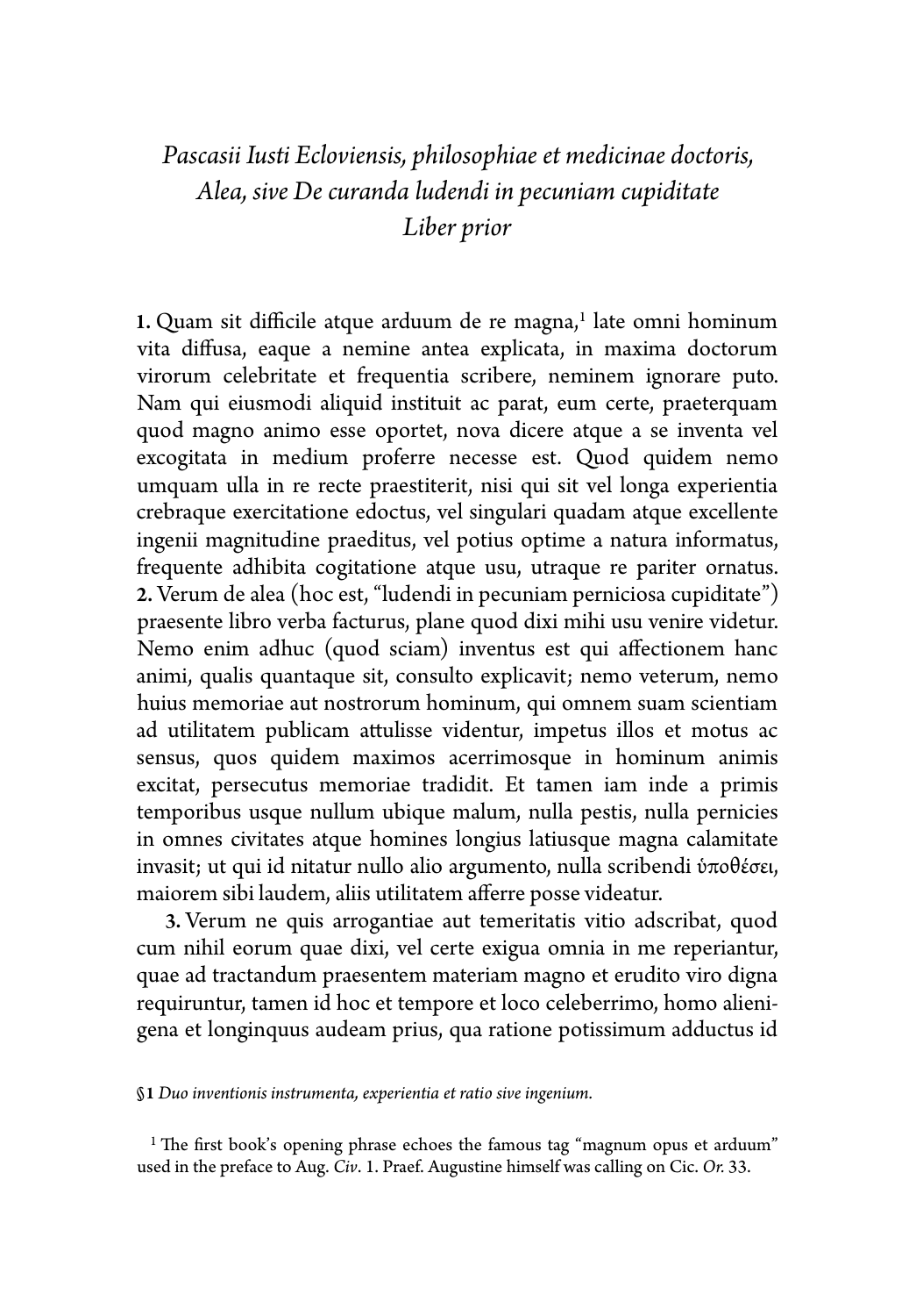## *Pascasii Iusti Ecloviensis, philosophiae et medicinae doctoris, Alea, sive De curanda ludendi in pecuniam cupiditate Liber prior*

**1.** Quam sit difficile atque arduum de re magna,[1] late omni hominum vita diffusa, eaque a nemine antea explicata, in maxima doctorum virorum celebritate et frequentia scribere, neminem ignorare puto. Nam qui eiusmodi aliquid instituit ac parat, eum certe, praeterquam quod magno animo esse oportet, nova dicere atque a se inventa vel excogitata in medium proferre necesse est. Quod quidem nemo umquam ulla in re recte praestiterit, nisi qui sit vel longa experientia crebraque exercitatione edoctus, vel singulari quadam atque excellente ingenii magnitudine praeditus, vel potius optime a natura informatus, frequente adhibita cogitatione atque usu, utraque re pariter ornatus. **2.** Verum de alea (hoc est, "ludendi in pecuniam perniciosa cupiditate") praesente libro verba facturus, plane quod dixi mihi usu venire videtur. Nemo enim adhuc (quod sciam) inventus est qui affectionem hanc animi, qualis quantaque sit, consulto explicavit; nemo veterum, nemo huius memoriae aut nostrorum hominum, qui omnem suam scientiam ad utilitatem publicam attulisse videntur, impetus illos et motus ac sensus, quos quidem maximos acerrimosque in hominum animis excitat, persecutus memoriae tradidit. Et tamen iam inde a primis temporibus usque nullum ubique malum, nulla pestis, nulla pernicies in omnes civitates atque homines longius latiusque magna calamitate invasit; ut qui id nitatur nullo alio argumento, nulla scribendi ὑποθέσει, maiorem sibi laudem, aliis utilitatem afferre posse videatur.

**3.** Verum ne quis arrogantiae aut temeritatis vitio adscribat, quod cum nihil eorum quae dixi, vel certe exigua omnia in me reperiantur, quae ad tractandum praesentem materiam magno et erudito viro digna requiruntur, tamen id hoc et tempore et loco celeberrimo, homo alienigena et longinquus audeam prius, qua ratione potissimum adductus id

**§1** *Duo inventionis instrumenta, experientia et ratio sive ingenium.*

[1] The first book's opening phrase echoes the famous tag "magnum opus et arduum" used in the preface to Aug. *Civ*. 1. Praef. Augustine himself was calling on Cic. *Or.* 33.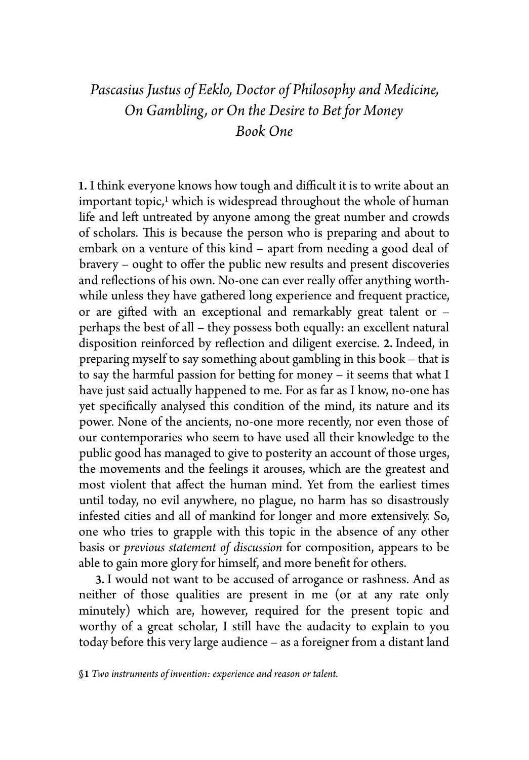# *Pascasius Justus of Eeklo, Doctor of Philosophy and Medicine, On Gambling, or On the Desire to Bet for Money*
## *Book One*

**1.** I think everyone knows how tough and difficult it is to write about an important topic,[1] which is widespread throughout the whole of human life and left untreated by anyone among the great number and crowds of scholars. This is because the person who is preparing and about to embark on a venture of this kind – apart from needing a good deal of bravery – ought to offer the public new results and present discoveries and reflections of his own. No-one can ever really offer anything worthwhile unless they have gathered long experience and frequent practice, or are gifted with an exceptional and remarkably great talent or – perhaps the best of all – they possess both equally: an excellent natural disposition reinforced by reflection and diligent exercise. **2.** Indeed, in preparing myself to say something about gambling in this book – that is to say the harmful passion for betting for money – it seems that what I have just said actually happened to me. For as far as I know, no-one has yet specifically analysed this condition of the mind, its nature and its power. None of the ancients, no-one more recently, nor even those of our contemporaries who seem to have used all their knowledge to the public good has managed to give to posterity an account of those urges, the movements and the feelings it arouses, which are the greatest and most violent that affect the human mind. Yet from the earliest times until today, no evil anywhere, no plague, no harm has so disastrously infested cities and all of mankind for longer and more extensively. So, one who tries to grapple with this topic in the absence of any other basis or *previous statement of discussion* for composition, appears to be able to gain more glory for himself, and more benefit for others.

**3.** I would not want to be accused of arrogance or rashness. And as neither of those qualities are present in me (or at any rate only minutely) which are, however, required for the present topic and worthy of a great scholar, I still have the audacity to explain to you today before this very large audience – as a foreigner from a distant land

**§1** *Two instruments of invention: experience and reason or talent.*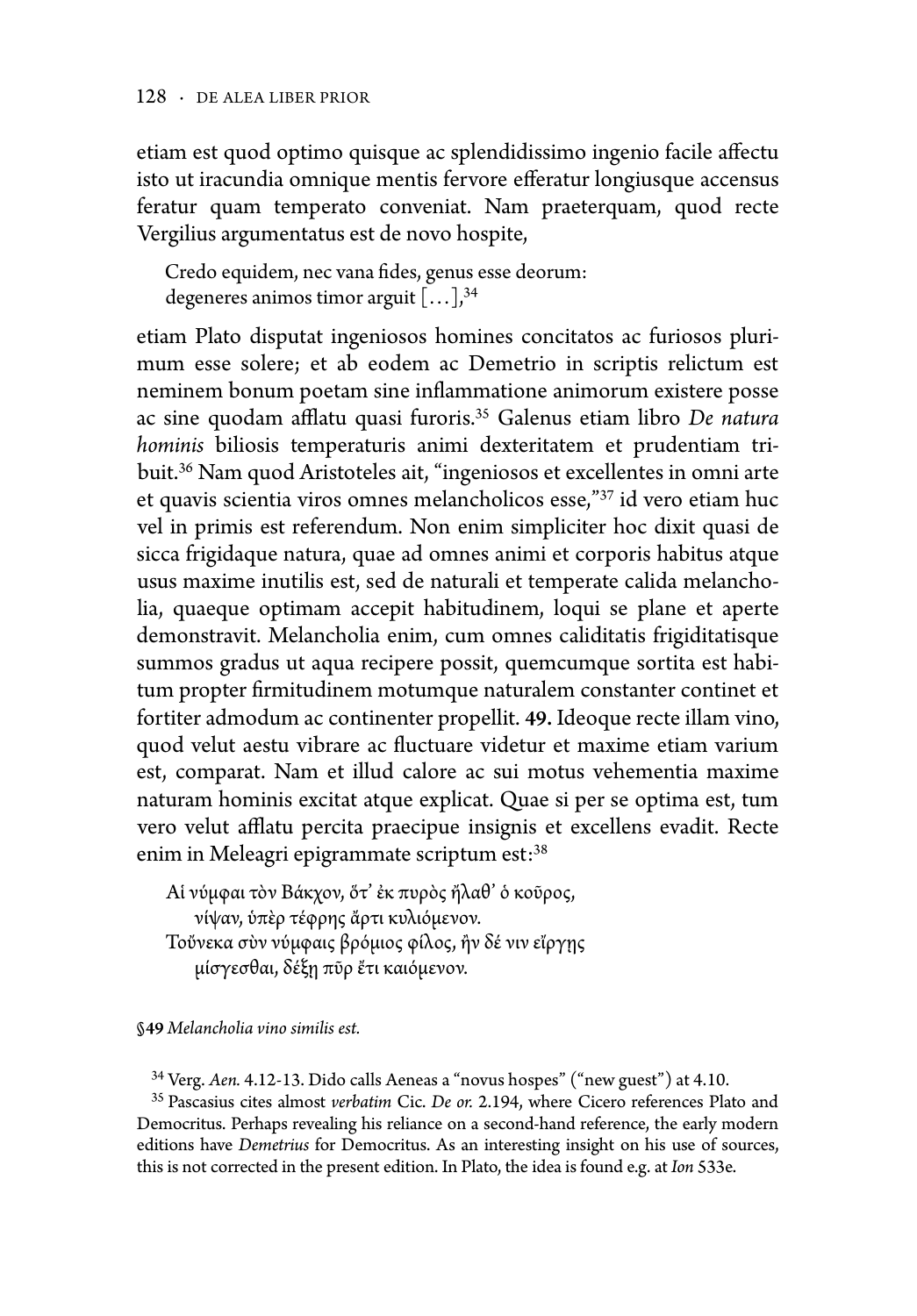etiam est quod optimo quisque ac splendidissimo ingenio facile affectu isto ut iracundia omnique mentis fervore efferatur longiusque accensus feratur quam temperato conveniat. Nam praeterquam, quod recte Vergilius argumentatus est de novo hospite,

> Credo equidem, nec vana fides, genus esse deorum:
> degeneres animos timor arguit [...],[34]

etiam Plato disputat ingeniosos homines concitatos ac furiosos plurimum esse solere; et ab eodem ac Demetrio in scriptis relictum est neminem bonum poetam sine inflammatione animorum existere posse ac sine quodam afflatu quasi furoris.[35] Galenus etiam libro *De natura hominis* biliosis temperaturis animi dexteritatem et prudentiam tribuit.[36] Nam quod Aristoteles ait, "ingeniosos et excellentes in omni arte et quavis scientia viros omnes melancholicos esse,"[37] id vero etiam huc vel in primis est referendum. Non enim simpliciter hoc dixit quasi de sicca frigidaque natura, quae ad omnes animi et corporis habitus atque usus maxime inutilis est, sed de naturali et temperate calida melancholia, quaeque optimam accepit habitudinem, loqui se plane et aperte demonstravit. Melancholia enim, cum omnes caliditatis frigiditatisque summos gradus ut aqua recipere possit, quemcumque sortita est habitum propter firmitudinem motumque naturalem constanter continet et fortiter admodum ac continenter propellit. **49.** Ideoque recte illam vino, quod velut aestu vibrare ac fluctuare videtur et maxime etiam varium est, comparat. Nam et illud calore ac sui motus vehementia maxime naturam hominis excitat atque explicat. Quae si per se optima est, tum vero velut afflatu percita praecipue insignis et excellens evadit. Recte enim in Meleagri epigrammate scriptum est:[38]

> Αἱ νύμφαι τὸν Βάκχον, ὅτ᾽ ἐκ πυρὸς ἥλαθ᾽ ὁ κοῦρος,
> νίψαν, ὑπὲρ τέφρης ἄρτι κυλιόμενον.
> Τοὔνεκα σὺν νύμφαις βρόμιος φίλος, ἢν δέ νιν εἴργῃς
> μίσγεσθαι, δέξῃ πῦρ ἔτι καιόμενον.

**§49** *Melancholia vino similis est.*

[34] Verg. *Aen.* 4.12-13. Dido calls Aeneas a "novus hospes" ("new guest") at 4.10.

[35] Pascasius cites almost *verbatim* Cic. *De or.* 2.194, where Cicero references Plato and Democritus. Perhaps revealing his reliance on a second-hand reference, the early modern editions have *Demetrius* for Democritus. As an interesting insight on his use of sources, this is not corrected in the present edition. In Plato, the idea is found e.g. at *Ion* 533e.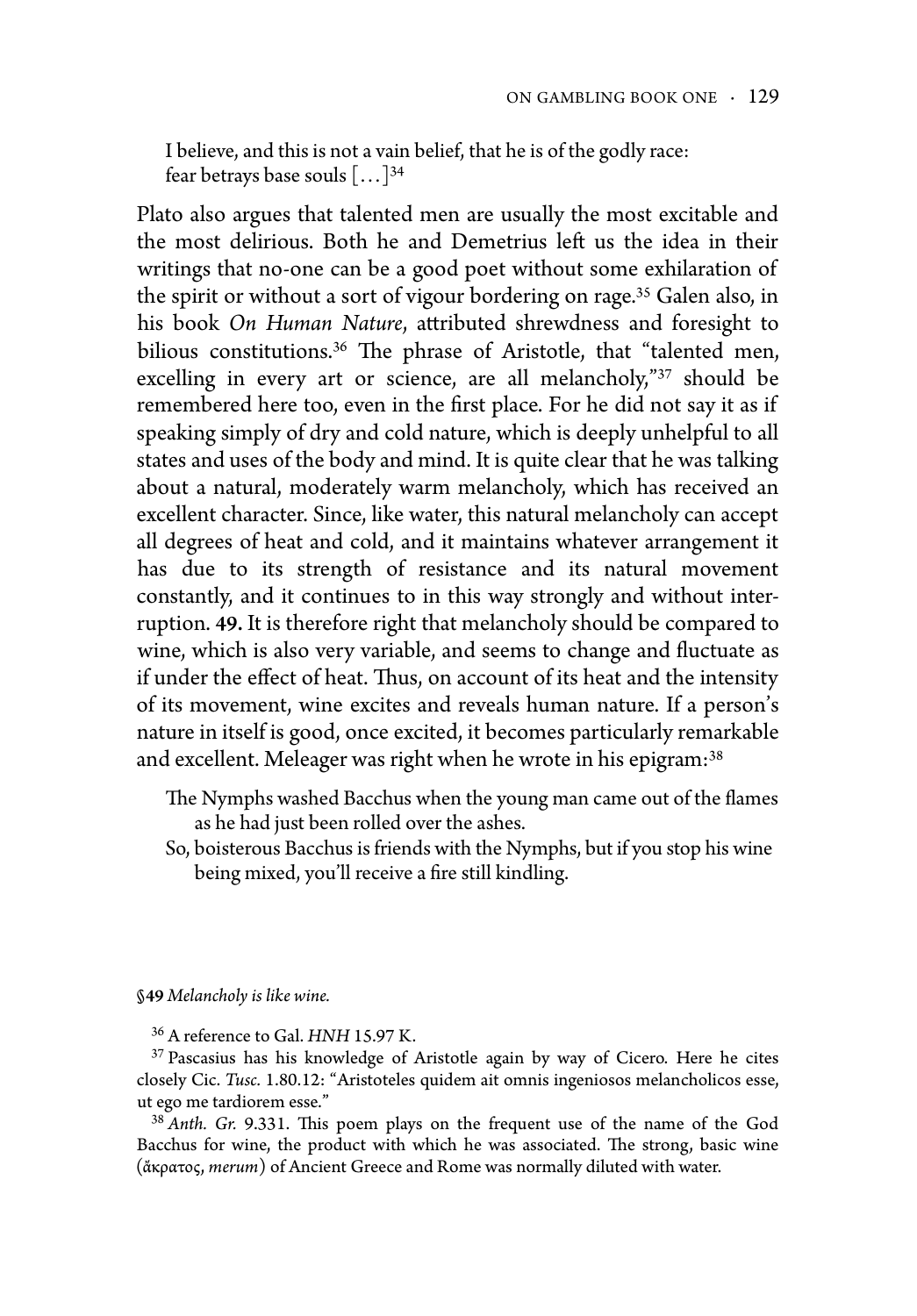I believe, and this is not a vain belief, that he is of the godly race:
fear betrays base souls [. . .][34]

Plato also argues that talented men are usually the most excitable and the most delirious. Both he and Demetrius left us the idea in their writings that no-one can be a good poet without some exhilaration of the spirit or without a sort of vigour bordering on rage.[35] Galen also, in his book *On Human Nature*, attributed shrewdness and foresight to bilious constitutions.[36] The phrase of Aristotle, that "talented men, excelling in every art or science, are all melancholy,"[37] should be remembered here too, even in the first place. For he did not say it as if speaking simply of dry and cold nature, which is deeply unhelpful to all states and uses of the body and mind. It is quite clear that he was talking about a natural, moderately warm melancholy, which has received an excellent character. Since, like water, this natural melancholy can accept all degrees of heat and cold, and it maintains whatever arrangement it has due to its strength of resistance and its natural movement constantly, and it continues to in this way strongly and without interruption. **49.** It is therefore right that melancholy should be compared to wine, which is also very variable, and seems to change and fluctuate as if under the effect of heat. Thus, on account of its heat and the intensity of its movement, wine excites and reveals human nature. If a person's nature in itself is good, once excited, it becomes particularly remarkable and excellent. Meleager was right when he wrote in his epigram:[38]

> The Nymphs washed Bacchus when the young man came out of the flames as he had just been rolled over the ashes.
> So, boisterous Bacchus is friends with the Nymphs, but if you stop his wine being mixed, you'll receive a fire still kindling.

§**49** *Melancholy is like wine.*

[36] A reference to Gal. *HNH* 15.97 K.

[37] Pascasius has his knowledge of Aristotle again by way of Cicero. Here he cites closely Cic. *Tusc.* 1.80.12: "Aristoteles quidem ait omnis ingeniosos melancholicos esse, ut ego me tardiorem esse."

[38] *Anth. Gr.* 9.331. This poem plays on the frequent use of the name of the God Bacchus for wine, the product with which he was associated. The strong, basic wine (ἄκρατος, *merum*) of Ancient Greece and Rome was normally diluted with water.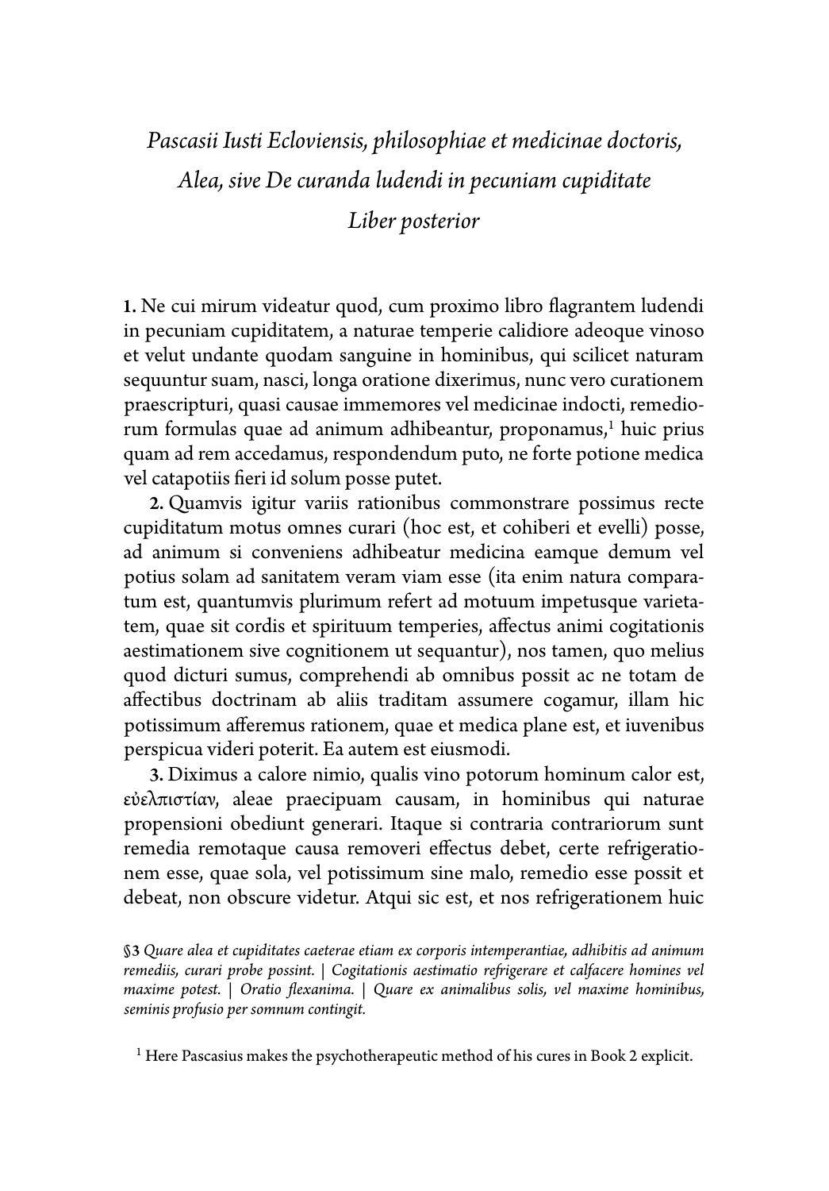*Pascasii Iusti Ecloviensis, philosophiae et medicinae doctoris,*
*Alea, sive De curanda ludendi in pecuniam cupiditate*
*Liber posterior*

**1.** Ne cui mirum videatur quod, cum proximo libro flagrantem ludendi in pecuniam cupiditatem, a naturae temperie calidiore adeoque vinoso et velut undante quodam sanguine in hominibus, qui scilicet naturam sequuntur suam, nasci, longa oratione dixerimus, nunc vero curationem praescripturi, quasi causae immemores vel medicinae indocti, remediorum formulas quae ad animum adhibeantur, proponamus,[1] huic prius quam ad rem accedamus, respondendum puto, ne forte potione medica vel catapotiis fieri id solum posse putet.

**2.** Quamvis igitur variis rationibus commonstrare possimus recte cupiditatum motus omnes curari (hoc est, et cohiberi et evelli) posse, ad animum si conveniens adhibeatur medicina eamque demum vel potius solam ad sanitatem veram viam esse (ita enim natura comparatum est, quantumvis plurimum refert ad motuum impetusque varietatem, quae sit cordis et spirituum temperies, affectus animi cogitationis aestimationem sive cognitionem ut sequantur), nos tamen, quo melius quod dicturi sumus, comprehendi ab omnibus possit ac ne totam de affectibus doctrinam ab aliis traditam assumere cogamur, illam hic potissimum afferemus rationem, quae et medica plane est, et iuvenibus perspicua videri poterit. Ea autem est eiusmodi.

**3.** Diximus a calore nimio, qualis vino potorum hominum calor est, εὐελπιστίαν, aleae praecipuam causam, in hominibus qui naturae propensioni obediunt generari. Itaque si contraria contrariorum sunt remedia remotaque causa removeri effectus debet, certe refrigerationem esse, quae sola, vel potissimum sine malo, remedio esse possit et debeat, non obscure videtur. Atqui sic est, et nos refrigerationem huic

§3 *Quare alea et cupiditates caeterae etiam ex corporis intemperantiae, adhibitis ad animum remediis, curari probe possint.* | *Cogitationis aestimatio refrigerare et calfacere homines vel maxime potest.* | *Oratio flexanima.* | *Quare ex animalibus solis, vel maxime hominibus, seminis profusio per somnum contingit.*

[1] Here Pascasius makes the psychotherapeutic method of his cures in Book 2 explicit.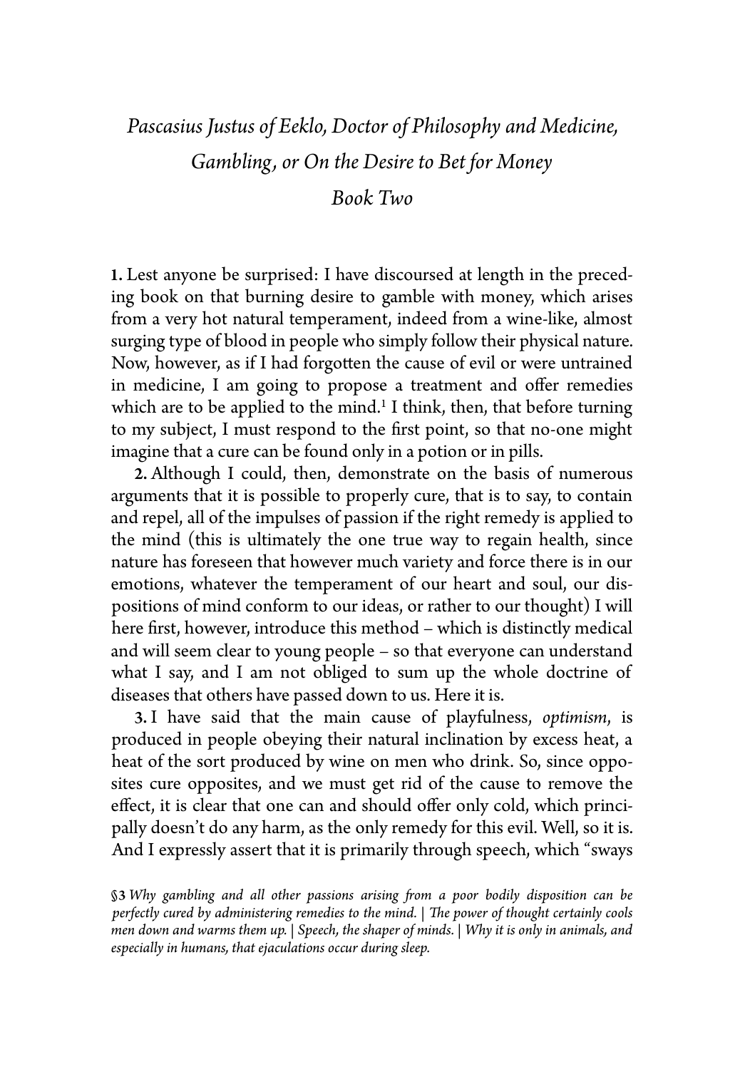*Pascasius Justus of Eeklo, Doctor of Philosophy and Medicine,*
*Gambling, or On the Desire to Bet for Money*
*Book Two*

**1.** Lest anyone be surprised: I have discoursed at length in the preceding book on that burning desire to gamble with money, which arises from a very hot natural temperament, indeed from a wine-like, almost surging type of blood in people who simply follow their physical nature. Now, however, as if I had forgotten the cause of evil or were untrained in medicine, I am going to propose a treatment and offer remedies which are to be applied to the mind.[1] I think, then, that before turning to my subject, I must respond to the first point, so that no-one might imagine that a cure can be found only in a potion or in pills.

**2.** Although I could, then, demonstrate on the basis of numerous arguments that it is possible to properly cure, that is to say, to contain and repel, all of the impulses of passion if the right remedy is applied to the mind (this is ultimately the one true way to regain health, since nature has foreseen that however much variety and force there is in our emotions, whatever the temperament of our heart and soul, our dispositions of mind conform to our ideas, or rather to our thought) I will here first, however, introduce this method – which is distinctly medical and will seem clear to young people – so that everyone can understand what I say, and I am not obliged to sum up the whole doctrine of diseases that others have passed down to us. Here it is.

**3.** I have said that the main cause of playfulness, *optimism*, is produced in people obeying their natural inclination by excess heat, a heat of the sort produced by wine on men who drink. So, since opposites cure opposites, and we must get rid of the cause to remove the effect, it is clear that one can and should offer only cold, which principally doesn't do any harm, as the only remedy for this evil. Well, so it is. And I expressly assert that it is primarily through speech, which "sways

**§3** *Why gambling and all other passions arising from a poor bodily disposition can be perfectly cured by administering remedies to the mind. | The power of thought certainly cools men down and warms them up. | Speech, the shaper of minds. | Why it is only in animals, and especially in humans, that ejaculations occur during sleep.*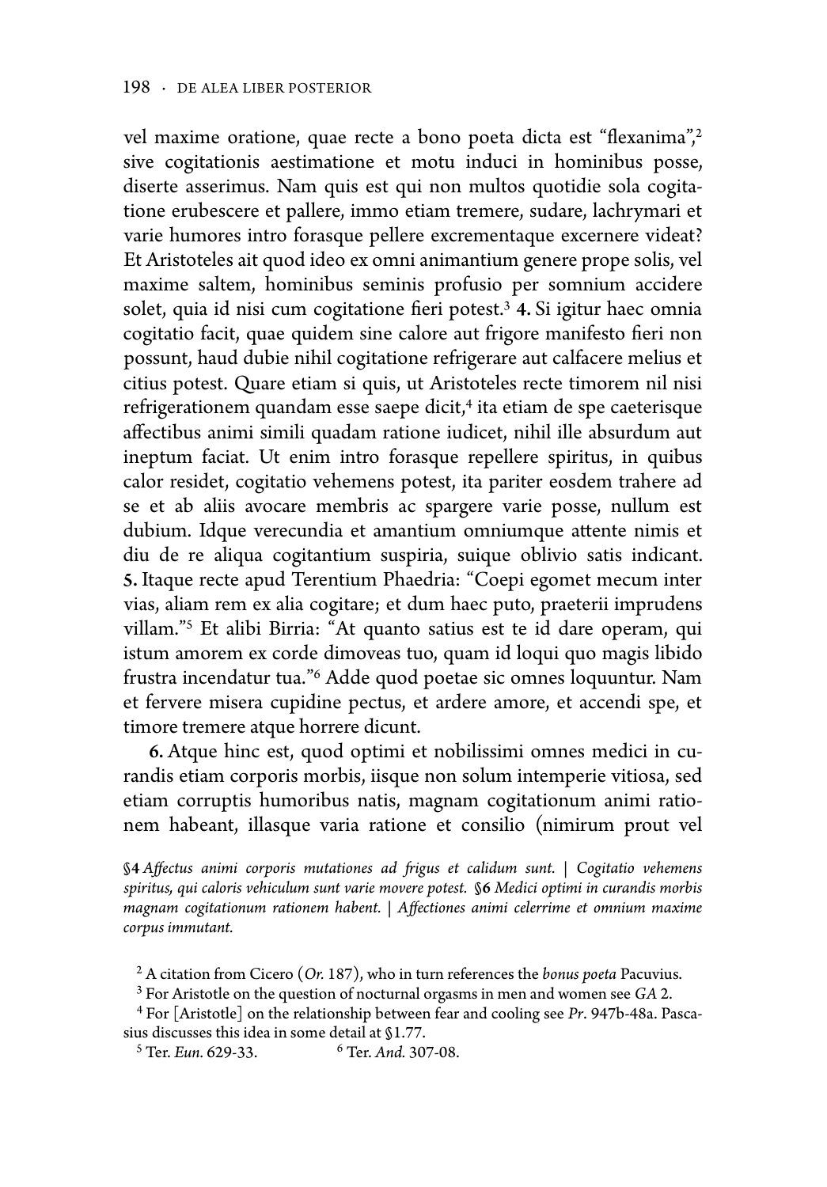vel maxime oratione, quae recte a bono poeta dicta est "flexanima",[2] sive cogitationis aestimatione et motu induci in hominibus posse, diserte asserimus. Nam quis est qui non multos quotidie sola cogitatione erubescere et pallere, immo etiam tremere, sudare, lachrymari et varie humores intro forasque pellere excrementaque excernere videat? Et Aristoteles ait quod ideo ex omni animantium genere prope solis, vel maxime saltem, hominibus seminis profusio per somnium accidere solet, quia id nisi cum cogitatione fieri potest.[3] **4.** Si igitur haec omnia cogitatio facit, quae quidem sine calore aut frigore manifesto fieri non possunt, haud dubie nihil cogitatione refrigerare aut calfacere melius et citius potest. Quare etiam si quis, ut Aristoteles recte timorem nil nisi refrigerationem quandam esse saepe dicit,[4] ita etiam de spe caeterisque affectibus animi simili quadam ratione iudicet, nihil ille absurdum aut ineptum faciat. Ut enim intro forasque repellere spiritus, in quibus calor residet, cogitatio vehemens potest, ita pariter eosdem trahere ad se et ab aliis avocare membris ac spargere varie posse, nullum est dubium. Idque verecundia et amantium omniumque attente nimis et diu de re aliqua cogitantium suspiria, suique oblivio satis indicant. **5.** Itaque recte apud Terentium Phaedria: "Coepi egomet mecum inter vias, aliam rem ex alia cogitare; et dum haec puto, praeterii imprudens villam."[5] Et alibi Birria: "At quanto satius est te id dare operam, qui istum amorem ex corde dimoveas tuo, quam id loqui quo magis libido frustra incendatur tua."[6] Adde quod poetae sic omnes loquuntur. Nam et fervere misera cupidine pectus, et ardere amore, et accendi spe, et timore tremere atque horrere dicunt.

**6.** Atque hinc est, quod optimi et nobilissimi omnes medici in curandis etiam corporis morbis, iisque non solum intemperie vitiosa, sed etiam corruptis humoribus natis, magnam cogitationum animi rationem habeant, illasque varia ratione et consilio (nimirum prout vel

§**4** *Affectus animi corporis mutationes ad frigus et calidum sunt.* | *Cogitatio vehemens spiritus, qui caloris vehiculum sunt varie movere potest.* §**6** *Medici optimi in curandis morbis magnam cogitationum rationem habent.* | *Affectiones animi celerrime et omnium maxime corpus immutant.*

[2] A citation from Cicero (*Or.* 187), who in turn references the *bonus poeta* Pacuvius.

[3] For Aristotle on the question of nocturnal orgasms in men and women see *GA* 2.

[4] For [Aristotle] on the relationship between fear and cooling see *Pr.* 947b-48a. Pascasius discusses this idea in some detail at §1.77.

[5] Ter. *Eun.* 629-33.

[6] Ter. *And.* 307-08.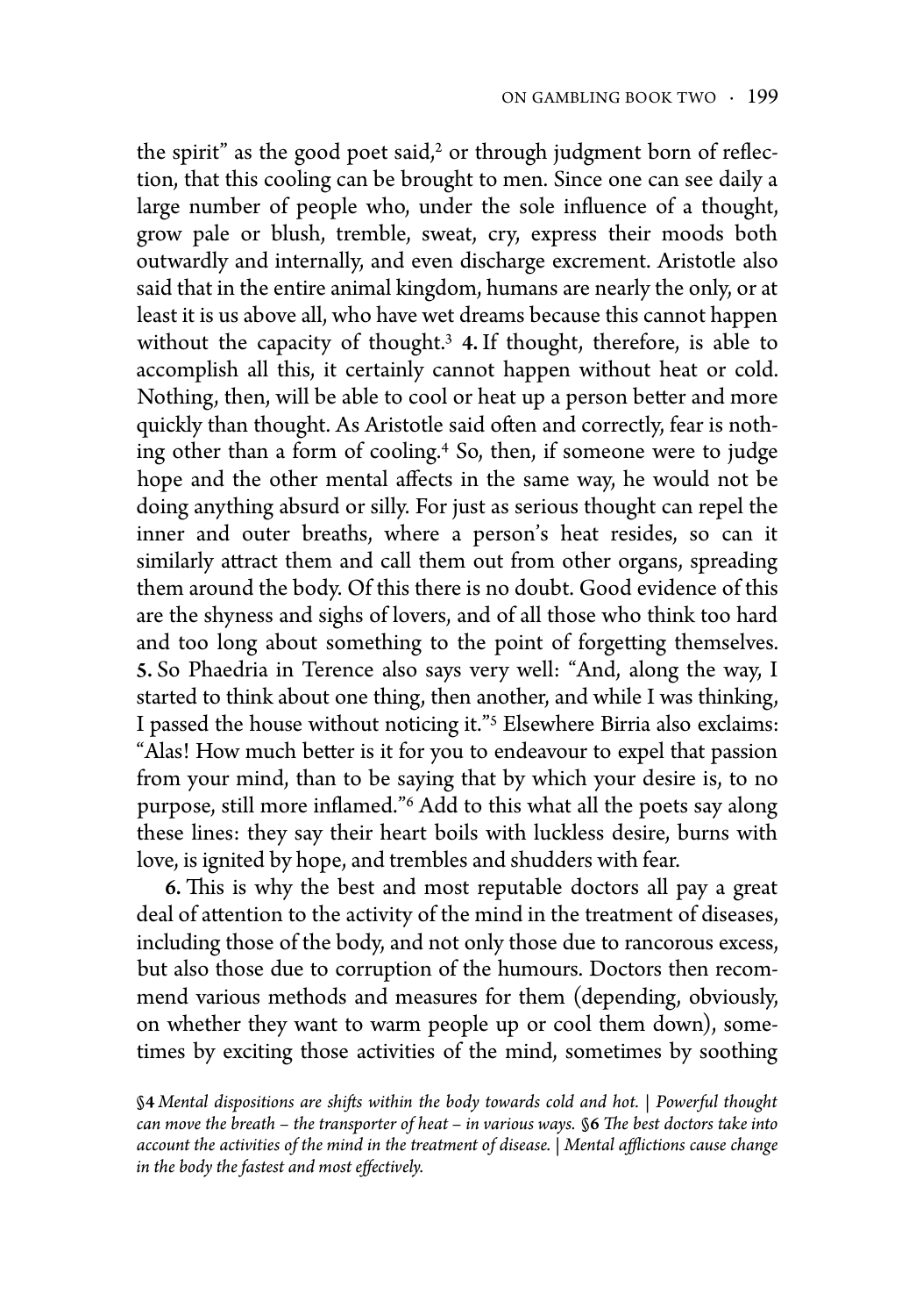the spirit" as the good poet said,[2] or through judgment born of reflection, that this cooling can be brought to men. Since one can see daily a large number of people who, under the sole influence of a thought, grow pale or blush, tremble, sweat, cry, express their moods both outwardly and internally, and even discharge excrement. Aristotle also said that in the entire animal kingdom, humans are nearly the only, or at least it is us above all, who have wet dreams because this cannot happen without the capacity of thought.[3] **4.** If thought, therefore, is able to accomplish all this, it certainly cannot happen without heat or cold. Nothing, then, will be able to cool or heat up a person better and more quickly than thought. As Aristotle said often and correctly, fear is nothing other than a form of cooling.[4] So, then, if someone were to judge hope and the other mental affects in the same way, he would not be doing anything absurd or silly. For just as serious thought can repel the inner and outer breaths, where a person's heat resides, so can it similarly attract them and call them out from other organs, spreading them around the body. Of this there is no doubt. Good evidence of this are the shyness and sighs of lovers, and of all those who think too hard and too long about something to the point of forgetting themselves. **5.** So Phaedria in Terence also says very well: "And, along the way, I started to think about one thing, then another, and while I was thinking, I passed the house without noticing it."[5] Elsewhere Birria also exclaims: "Alas! How much better is it for you to endeavour to expel that passion from your mind, than to be saying that by which your desire is, to no purpose, still more inflamed."[6] Add to this what all the poets say along these lines: they say their heart boils with luckless desire, burns with love, is ignited by hope, and trembles and shudders with fear.

**6.** This is why the best and most reputable doctors all pay a great deal of attention to the activity of the mind in the treatment of diseases, including those of the body, and not only those due to rancorous excess, but also those due to corruption of the humours. Doctors then recommend various methods and measures for them (depending, obviously, on whether they want to warm people up or cool them down), sometimes by exciting those activities of the mind, sometimes by soothing

§**4** *Mental dispositions are shifts within the body towards cold and hot. | Powerful thought can move the breath – the transporter of heat – in various ways.* §**6** *The best doctors take into account the activities of the mind in the treatment of disease. | Mental afflictions cause change in the body the fastest and most effectively.*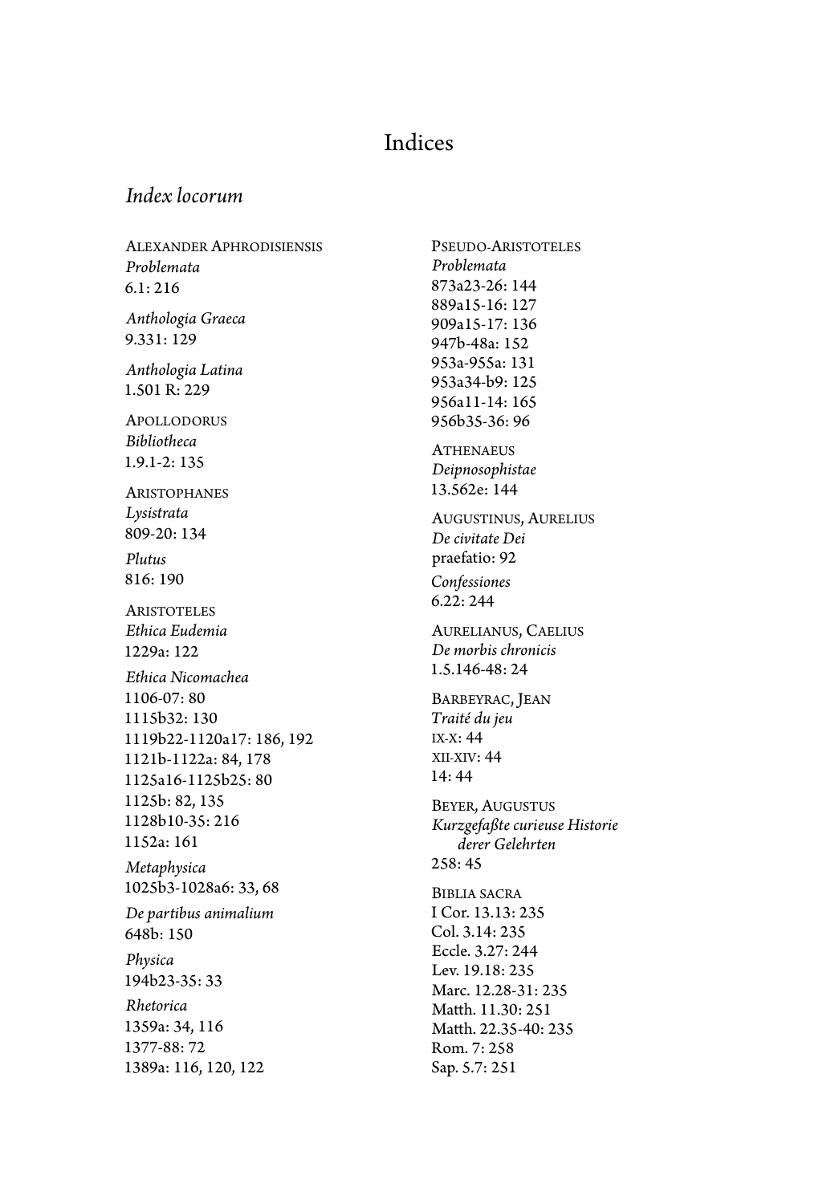# Indices

## *Index locorum*

ALEXANDER APHRODISIENSIS
*Problemata*
6.1: 216

*Anthologia Graeca*
9.331: 129

*Anthologia Latina*
1.501 R: 229

APOLLODORUS
*Bibliotheca*
1.9.1-2: 135

ARISTOPHANES
*Lysistrata*
809-20: 134

*Plutus*
816: 190

ARISTOTELES
*Ethica Eudemia*
1229a: 122

*Ethica Nicomachea*
1106-07: 80
1115b32: 130
1119b22-1120a17: 186, 192
1121b-1122a: 84, 178
1125a16-1125b25: 80
1125b: 82, 135
1128b10-35: 216
1152a: 161

*Metaphysica*
1025b3-1028a6: 33, 68

*De partibus animalium*
648b: 150

*Physica*
194b23-35: 33

*Rhetorica*
1359a: 34, 116
1377-88: 72
1389a: 116, 120, 122

PSEUDO-ARISTOTELES
*Problemata*
873a23-26: 144
889a15-16: 127
909a15-17: 136
947b-48a: 152
953a-955a: 131
953a34-b9: 125
956a11-14: 165
956b35-36: 96

ATHENAEUS
*Deipnosophistae*
13.562e: 144

AUGUSTINUS, AURELIUS
*De civitate Dei*
praefatio: 92

*Confessiones*
6.22: 244

AURELIANUS, CAELIUS
*De morbis chronicis*
1.5.146-48: 24

BARBEYRAC, JEAN
*Traité du jeu*
IX-X: 44
XII-XIV: 44
14: 44

BEYER, AUGUSTUS
*Kurzgefaßte curieuse Historie derer Gelehrten*
258: 45

BIBLIA SACRA
I Cor. 13.13: 235
Col. 3.14: 235
Eccle. 3.27: 244
Lev. 19.18: 235
Marc. 12.28-31: 235
Matth. 11.30: 251
Matth. 22.35-40: 235
Rom. 7: 258
Sap. 5.7: 251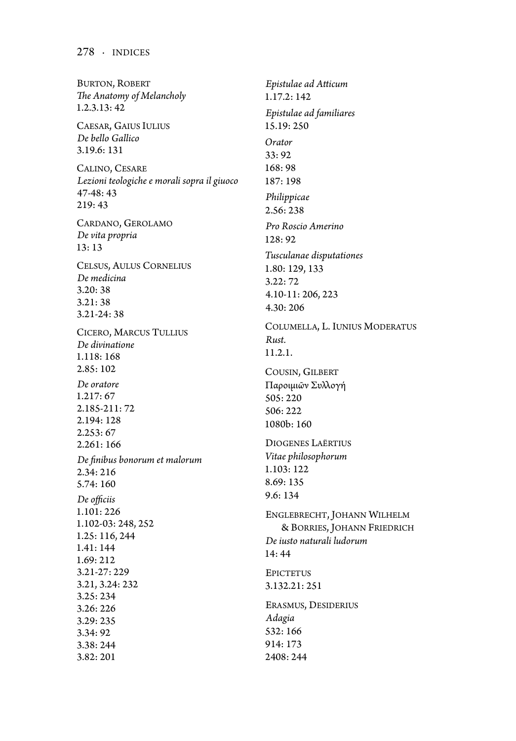BURTON, ROBERT
*The Anatomy of Melancholy*
1.2.3.13: 42

CAESAR, GAIUS IULIUS
*De bello Gallico*
3.19.6: 131

CALINO, CESARE
*Lezioni teologiche e morali sopra il giuoco*
47-48: 43
219: 43

CARDANO, GEROLAMO
*De vita propria*
13: 13

CELSUS, AULUS CORNELIUS
*De medicina*
3.20: 38
3.21: 38
3.21-24: 38

CICERO, MARCUS TULLIUS
*De divinatione*
1.118: 168
2.85: 102
*De oratore*
1.217: 67
2.185-211: 72
2.194: 128
2.253: 67
2.261: 166
*De finibus bonorum et malorum*
2.34: 216
5.74: 160
*De officiis*
1.101: 226
1.102-03: 248, 252
1.25: 116, 244
1.41: 144
1.69: 212
3.21-27: 229
3.21, 3.24: 232
3.25: 234
3.26: 226
3.29: 235
3.34: 92
3.38: 244
3.82: 201
*Epistulae ad Atticum*
1.17.2: 142
*Epistulae ad familiares*
15.19: 250
*Orator*
33: 92
168: 98
187: 198
*Philippicae*
2.56: 238
*Pro Roscio Amerino*
128: 92
*Tusculanae disputationes*
1.80: 129, 133
3.22: 72
4.10-11: 206, 223
4.30: 206

COLUMELLA, L. IUNIUS MODERATUS
*Rust.*
11.2.1.

COUSIN, GILBERT
Παροιμιῶν Συλλογή
505: 220
506: 222
1080b: 160

DIOGENES LAËRTIUS
*Vitae philosophorum*
1.103: 122
8.69: 135
9.6: 134

ENGLEBRECHT, JOHANN WILHELM
& BORRIES, JOHANN FRIEDRICH
*De iusto naturali ludorum*
14: 44

EPICTETUS
3.132.21: 251

ERASMUS, DESIDERIUS
*Adagia*
532: 166
914: 173
2408: 244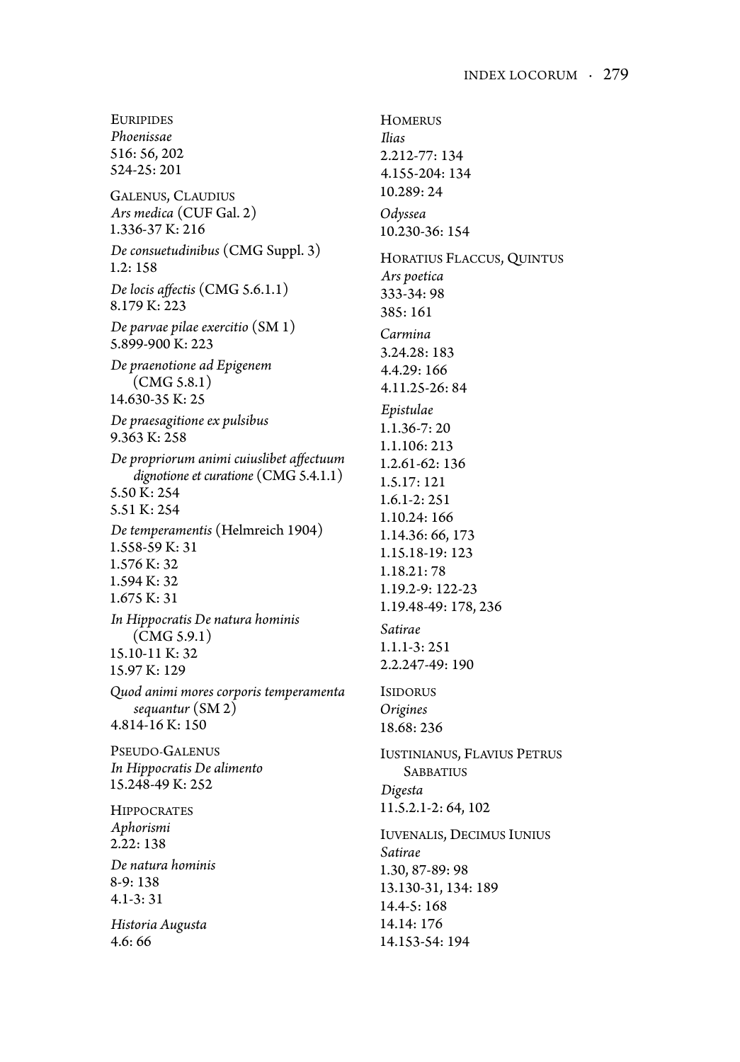EURIPIDES
*Phoenissae*
516: 56, 202
524-25: 201

GALENUS, CLAUDIUS
*Ars medica* (CUF Gal. 2)
1.336-37 K: 216
*De consuetudinibus* (CMG Suppl. 3)
1.2: 158
*De locis affectis* (CMG 5.6.1.1)
8.179 K: 223
*De parvae pilae exercitio* (SM 1)
5.899-900 K: 223
*De praenotione ad Epigenem* (CMG 5.8.1)
14.630-35 K: 25
*De praesagitione ex pulsibus*
9.363 K: 258
*De propriorum animi cuiuslibet affectuum dignotione et curatione* (CMG 5.4.1.1)
5.50 K: 254
5.51 K: 254
*De temperamentis* (Helmreich 1904)
1.558-59 K: 31
1.576 K: 32
1.594 K: 32
1.675 K: 31
*In Hippocratis De natura hominis* (CMG 5.9.1)
15.10-11 K: 32
15.97 K: 129
*Quod animi mores corporis temperamenta sequantur* (SM 2)
4.814-16 K: 150

PSEUDO-GALENUS
*In Hippocratis De alimento*
15.248-49 K: 252

HIPPOCRATES
*Aphorismi*
2.22: 138
*De natura hominis*
8-9: 138
4.1-3: 31

*Historia Augusta*
4.6: 66

HOMERUS
*Ilias*
2.212-77: 134
4.155-204: 134
10.289: 24
*Odyssea*
10.230-36: 154

HORATIUS FLACCUS, QUINTUS
*Ars poetica*
333-34: 98
385: 161
*Carmina*
3.24.28: 183
4.4.29: 166
4.11.25-26: 84
*Epistulae*
1.1.36-7: 20
1.1.106: 213
1.2.61-62: 136
1.5.17: 121
1.6.1-2: 251
1.10.24: 166
1.14.36: 66, 173
1.15.18-19: 123
1.18.21: 78
1.19.2-9: 122-23
1.19.48-49: 178, 236
*Satirae*
1.1.1-3: 251
2.2.247-49: 190

ISIDORUS
*Origines*
18.68: 236

IUSTINIANUS, FLAVIUS PETRUS SABBATIUS
*Digesta*
11.5.2.1-2: 64, 102

IUVENALIS, DECIMUS IUNIUS
*Satirae*
1.30, 87-89: 98
13.130-31, 134: 189
14.4-5: 168
14.14: 176
14.153-54: 194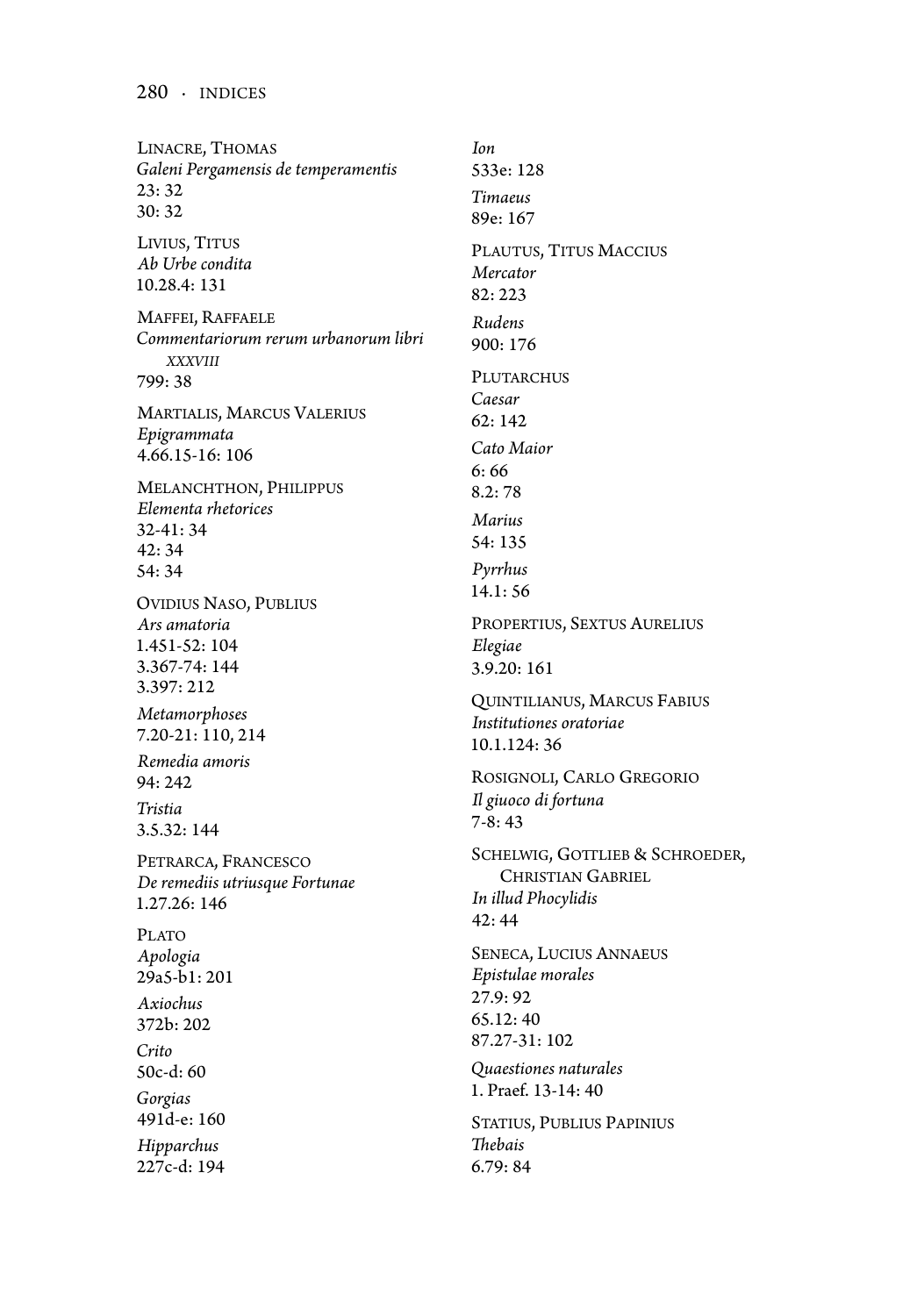Linacre, Thomas
*Galeni Pergamensis de temperamentis*
23: 32
30: 32

Livius, Titus
*Ab Urbe condita*
10.28.4: 131

Maffei, Raffaele
*Commentariorum rerum urbanorum libri XXXVIII*
799: 38

Martialis, Marcus Valerius
*Epigrammata*
4.66.15-16: 106

Melanchthon, Philippus
*Elementa rhetorices*
32-41: 34
42: 34
54: 34

Ovidius Naso, Publius
*Ars amatoria*
1.451-52: 104
3.367-74: 144
3.397: 212
*Metamorphoses*
7.20-21: 110, 214
*Remedia amoris*
94: 242
*Tristia*
3.5.32: 144

Petrarca, Francesco
*De remediis utriusque Fortunae*
1.27.26: 146

Plato
*Apologia*
29a5-b1: 201
*Axiochus*
372b: 202
*Crito*
50c-d: 60
*Gorgias*
491d-e: 160
*Hipparchus*
227c-d: 194
*Ion*
533e: 128
*Timaeus*
89e: 167

Plautus, Titus Maccius
*Mercator*
82: 223
*Rudens*
900: 176

Plutarchus
*Caesar*
62: 142
*Cato Maior*
6: 66
8.2: 78
*Marius*
54: 135
*Pyrrhus*
14.1: 56

Propertius, Sextus Aurelius
*Elegiae*
3.9.20: 161

Quintilianus, Marcus Fabius
*Institutiones oratoriae*
10.1.124: 36

Rosignoli, Carlo Gregorio
*Il giuoco di fortuna*
7-8: 43

Schelwig, Gottlieb & Schroeder, Christian Gabriel
*In illud Phocylidis*
42: 44

Seneca, Lucius Annaeus
*Epistulae morales*
27.9: 92
65.12: 40
87.27-31: 102
*Quaestiones naturales*
1. Praef. 13-14: 40

Statius, Publius Papinius
*Thebais*
6.79: 84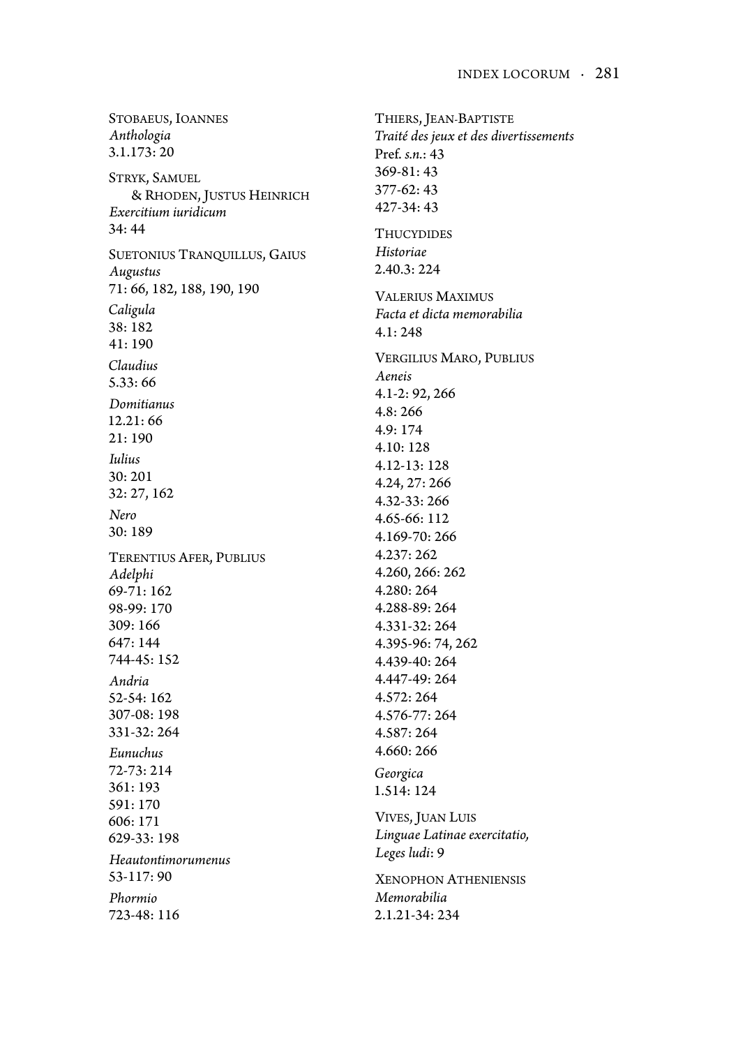STOBAEUS, IOANNES
*Anthologia*
3.1.173: 20

STRYK, SAMUEL
& RHODEN, JUSTUS HEINRICH
*Exercitium iuridicum*
34: 44

SUETONIUS TRANQUILLUS, GAIUS
*Augustus*
71: 66, 182, 188, 190, 190
*Caligula*
38: 182
41: 190
*Claudius*
5.33: 66
*Domitianus*
12.21: 66
21: 190
*Iulius*
30: 201
32: 27, 162
*Nero*
30: 189

TERENTIUS AFER, PUBLIUS
*Adelphi*
69-71: 162
98-99: 170
309: 166
647: 144
744-45: 152
*Andria*
52-54: 162
307-08: 198
331-32: 264
*Eunuchus*
72-73: 214
361: 193
591: 170
606: 171
629-33: 198
*Heautontimorumenus*
53-117: 90
*Phormio*
723-48: 116

THIERS, JEAN-BAPTISTE
*Traité des jeux et des divertissements*
Pref. *s.n.*: 43
369-81: 43
377-62: 43
427-34: 43

THUCYDIDES
*Historiae*
2.40.3: 224

VALERIUS MAXIMUS
*Facta et dicta memorabilia*
4.1: 248

VERGILIUS MARO, PUBLIUS
*Aeneis*
4.1-2: 92, 266
4.8: 266
4.9: 174
4.10: 128
4.12-13: 128
4.24, 27: 266
4.32-33: 266
4.65-66: 112
4.169-70: 266
4.237: 262
4.260, 266: 262
4.280: 264
4.288-89: 264
4.331-32: 264
4.395-96: 74, 262
4.439-40: 264
4.447-49: 264
4.572: 264
4.576-77: 264
4.587: 264
4.660: 266
*Georgica*
1.514: 124

VIVES, JUAN LUIS
*Linguae Latinae exercitatio, Leges ludi*: 9

XENOPHON ATHENIENSIS
*Memorabilia*
2.1.21-34: 234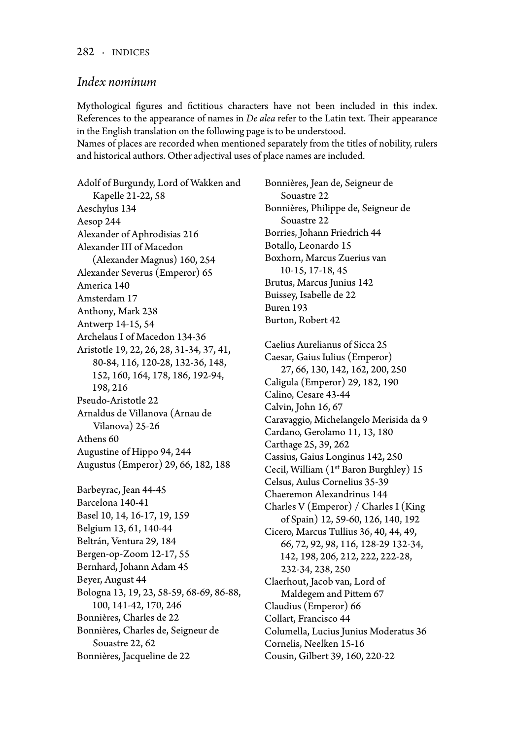## *Index nominum*

Mythological figures and fictitious characters have not been included in this index. References to the appearance of names in *De alea* refer to the Latin text. Their appearance in the English translation on the following page is to be understood.
Names of places are recorded when mentioned separately from the titles of nobility, rulers and historical authors. Other adjectival uses of place names are included.

Adolf of Burgundy, Lord of Wakken and Kapelle 21-22, 58
Aeschylus 134
Aesop 244
Alexander of Aphrodisias 216
Alexander III of Macedon (Alexander Magnus) 160, 254
Alexander Severus (Emperor) 65
America 140
Amsterdam 17
Anthony, Mark 238
Antwerp 14-15, 54
Archelaus I of Macedon 134-36
Aristotle 19, 22, 26, 28, 31-34, 37, 41, 80-84, 116, 120-28, 132-36, 148, 152, 160, 164, 178, 186, 192-94, 198, 216
Pseudo-Aristotle 22
Arnaldus de Villanova (Arnau de Vilanova) 25-26
Athens 60
Augustine of Hippo 94, 244
Augustus (Emperor) 29, 66, 182, 188

Barbeyrac, Jean 44-45
Barcelona 140-41
Basel 10, 14, 16-17, 19, 159
Belgium 13, 61, 140-44
Beltrán, Ventura 29, 184
Bergen-op-Zoom 12-17, 55
Bernhard, Johann Adam 45
Beyer, August 44
Bologna 13, 19, 23, 58-59, 68-69, 86-88, 100, 141-42, 170, 246
Bonnières, Charles de 22
Bonnières, Charles de, Seigneur de Souastre 22, 62
Bonnières, Jacqueline de 22
Bonnières, Jean de, Seigneur de Souastre 22
Bonnières, Philippe de, Seigneur de Souastre 22
Borries, Johann Friedrich 44
Botallo, Leonardo 15
Boxhorn, Marcus Zuerius van 10-15, 17-18, 45
Brutus, Marcus Junius 142
Buissey, Isabelle de 22
Buren 193
Burton, Robert 42

Caelius Aurelianus of Sicca 25
Caesar, Gaius Iulius (Emperor) 27, 66, 130, 142, 162, 200, 250
Caligula (Emperor) 29, 182, 190
Calino, Cesare 43-44
Calvin, John 16, 67
Caravaggio, Michelangelo Merisida da 9
Cardano, Gerolamo 11, 13, 180
Carthage 25, 39, 262
Cassius, Gaius Longinus 142, 250
Cecil, William (1st Baron Burghley) 15
Celsus, Aulus Cornelius 35-39
Chaeremon Alexandrinus 144
Charles V (Emperor) / Charles I (King of Spain) 12, 59-60, 126, 140, 192
Cicero, Marcus Tullius 36, 40, 44, 49, 66, 72, 92, 98, 116, 128-29 132-34, 142, 198, 206, 212, 222, 222-28, 232-34, 238, 250
Claerhout, Jacob van, Lord of Maldegem and Pittem 67
Claudius (Emperor) 66
Collart, Francisco 44
Columella, Lucius Junius Moderatus 36
Cornelis, Neelken 15-16
Cousin, Gilbert 39, 160, 220-22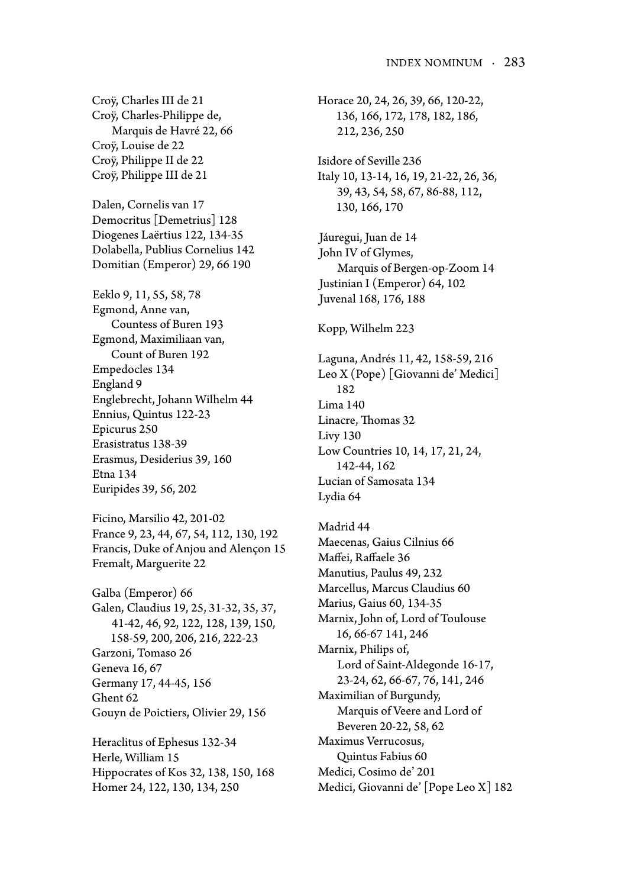Croÿ, Charles III de 21
Croÿ, Charles-Philippe de,
    Marquis de Havré 22, 66
Croÿ, Louise de 22
Croÿ, Philippe II de 22
Croÿ, Philippe III de 21

Dalen, Cornelis van 17
Democritus [Demetrius] 128
Diogenes Laërtius 122, 134-35
Dolabella, Publius Cornelius 142
Domitian (Emperor) 29, 66 190

Eeklo 9, 11, 55, 58, 78
Egmond, Anne van,
    Countess of Buren 193
Egmond, Maximiliaan van,
    Count of Buren 192
Empedocles 134
England 9
Englebrecht, Johann Wilhelm 44
Ennius, Quintus 122-23
Epicurus 250
Erasistratus 138-39
Erasmus, Desiderius 39, 160
Etna 134
Euripides 39, 56, 202

Ficino, Marsilio 42, 201-02
France 9, 23, 44, 67, 54, 112, 130, 192
Francis, Duke of Anjou and Alençon 15
Fremalt, Marguerite 22

Galba (Emperor) 66
Galen, Claudius 19, 25, 31-32, 35, 37,
    41-42, 46, 92, 122, 128, 139, 150,
    158-59, 200, 206, 216, 222-23
Garzoni, Tomaso 26
Geneva 16, 67
Germany 17, 44-45, 156
Ghent 62
Gouyn de Poictiers, Olivier 29, 156

Heraclitus of Ephesus 132-34
Herle, William 15
Hippocrates of Kos 32, 138, 150, 168
Homer 24, 122, 130, 134, 250

Horace 20, 24, 26, 39, 66, 120-22,
    136, 166, 172, 178, 182, 186,
    212, 236, 250

Isidore of Seville 236
Italy 10, 13-14, 16, 19, 21-22, 26, 36,
    39, 43, 54, 58, 67, 86-88, 112,
    130, 166, 170

Jáuregui, Juan de 14
John IV of Glymes,
    Marquis of Bergen-op-Zoom 14
Justinian I (Emperor) 64, 102
Juvenal 168, 176, 188

Kopp, Wilhelm 223

Laguna, Andrés 11, 42, 158-59, 216
Leo X (Pope) [Giovanni de' Medici]
    182
Lima 140
Linacre, Thomas 32
Livy 130
Low Countries 10, 14, 17, 21, 24,
    142-44, 162
Lucian of Samosata 134
Lydia 64

Madrid 44
Maecenas, Gaius Cilnius 66
Maffei, Raffaele 36
Manutius, Paulus 49, 232
Marcellus, Marcus Claudius 60
Marius, Gaius 60, 134-35
Marnix, John of, Lord of Toulouse
    16, 66-67 141, 246
Marnix, Philips of,
    Lord of Saint-Aldegonde 16-17,
    23-24, 62, 66-67, 76, 141, 246
Maximilian of Burgundy,
    Marquis of Veere and Lord of
    Beveren 20-22, 58, 62
Maximus Verrucosus,
    Quintus Fabius 60
Medici, Cosimo de' 201
Medici, Giovanni de' [Pope Leo X] 182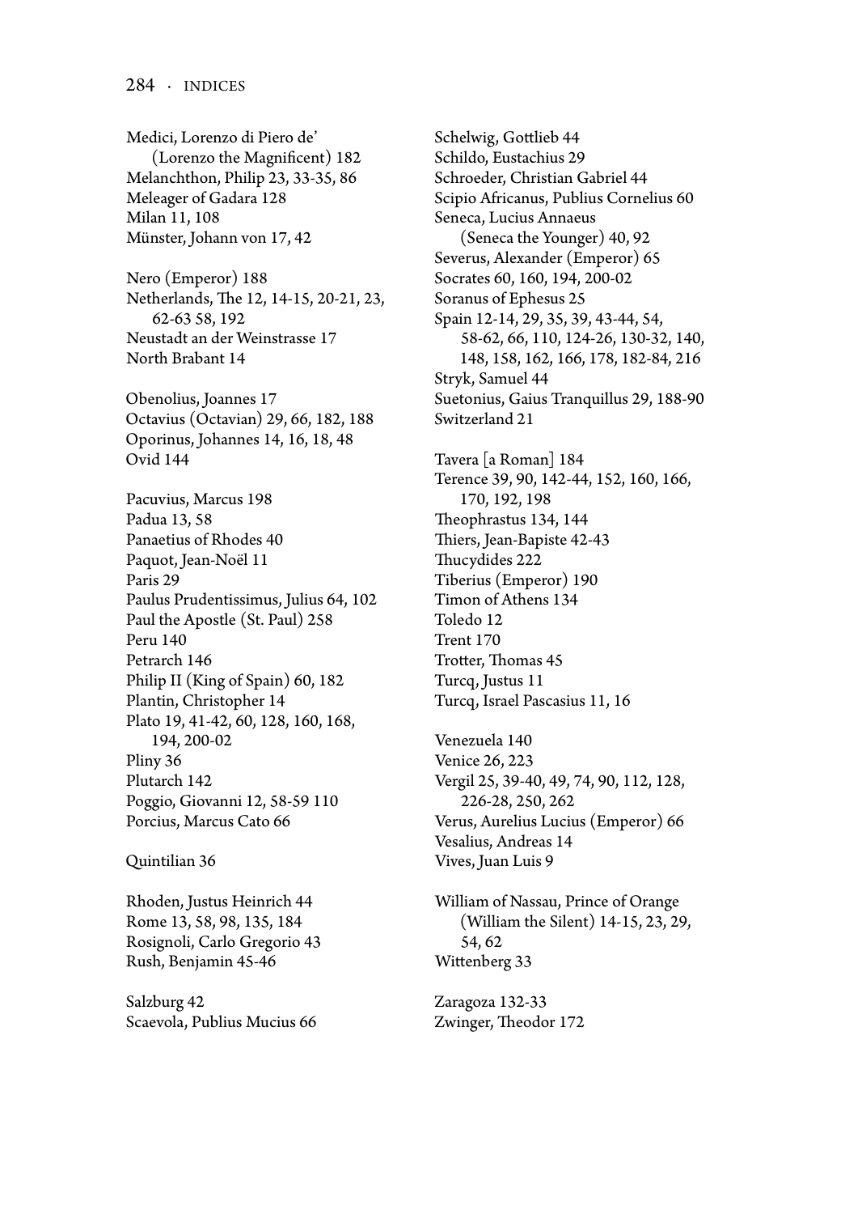Medici, Lorenzo di Piero de' (Lorenzo the Magnificent) 182
Melanchthon, Philip 23, 33-35, 86
Meleager of Gadara 128
Milan 11, 108
Münster, Johann von 17, 42

Nero (Emperor) 188
Netherlands, The 12, 14-15, 20-21, 23, 62-63 58, 192
Neustadt an der Weinstrasse 17
North Brabant 14

Obenolius, Joannes 17
Octavius (Octavian) 29, 66, 182, 188
Oporinus, Johannes 14, 16, 18, 48
Ovid 144

Pacuvius, Marcus 198
Padua 13, 58
Panaetius of Rhodes 40
Paquot, Jean-Noël 11
Paris 29
Paulus Prudentissimus, Julius 64, 102
Paul the Apostle (St. Paul) 258
Peru 140
Petrarch 146
Philip II (King of Spain) 60, 182
Plantin, Christopher 14
Plato 19, 41-42, 60, 128, 160, 168, 194, 200-02
Pliny 36
Plutarch 142
Poggio, Giovanni 12, 58-59 110
Porcius, Marcus Cato 66

Quintilian 36

Rhoden, Justus Heinrich 44
Rome 13, 58, 98, 135, 184
Rosignoli, Carlo Gregorio 43
Rush, Benjamin 45-46

Salzburg 42
Scaevola, Publius Mucius 66
Schelwig, Gottlieb 44
Schildo, Eustachius 29
Schroeder, Christian Gabriel 44
Scipio Africanus, Publius Cornelius 60
Seneca, Lucius Annaeus (Seneca the Younger) 40, 92
Severus, Alexander (Emperor) 65
Socrates 60, 160, 194, 200-02
Soranus of Ephesus 25
Spain 12-14, 29, 35, 39, 43-44, 54, 58-62, 66, 110, 124-26, 130-32, 140, 148, 158, 162, 166, 178, 182-84, 216
Stryk, Samuel 44
Suetonius, Gaius Tranquillus 29, 188-90
Switzerland 21

Tavera [a Roman] 184
Terence 39, 90, 142-44, 152, 160, 166, 170, 192, 198
Theophrastus 134, 144
Thiers, Jean-Bapiste 42-43
Thucydides 222
Tiberius (Emperor) 190
Timon of Athens 134
Toledo 12
Trent 170
Trotter, Thomas 45
Turcq, Justus 11
Turcq, Israel Pascasius 11, 16

Venezuela 140
Venice 26, 223
Vergil 25, 39-40, 49, 74, 90, 112, 128, 226-28, 250, 262
Verus, Aurelius Lucius (Emperor) 66
Vesalius, Andreas 14
Vives, Juan Luis 9

William of Nassau, Prince of Orange (William the Silent) 14-15, 23, 29, 54, 62
Wittenberg 33

Zaragoza 132-33
Zwinger, Theodor 172